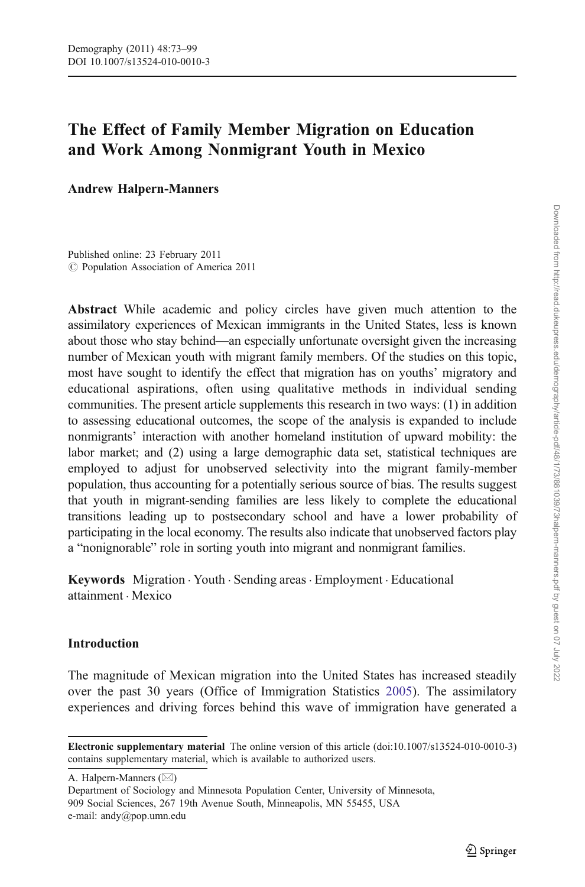# The Effect of Family Member Migration on Education and Work Among Nonmigrant Youth in Mexico

**Andrew Halpern-Manners**

Published online: 23 February 2011
© Population Association of America 2011

**Abstract** While academic and policy circles have given much attention to the assimilatory experiences of Mexican immigrants in the United States, less is known about those who stay behind—an especially unfortunate oversight given the increasing number of Mexican youth with migrant family members. Of the studies on this topic, most have sought to identify the effect that migration has on youths' migratory and educational aspirations, often using qualitative methods in individual sending communities. The present article supplements this research in two ways: (1) in addition to assessing educational outcomes, the scope of the analysis is expanded to include nonmigrants' interaction with another homeland institution of upward mobility: the labor market; and (2) using a large demographic data set, statistical techniques are employed to adjust for unobserved selectivity into the migrant family-member population, thus accounting for a potentially serious source of bias. The results suggest that youth in migrant-sending families are less likely to complete the educational transitions leading up to postsecondary school and have a lower probability of participating in the local economy. The results also indicate that unobserved factors play a "nonignorable" role in sorting youth into migrant and nonmigrant families.

**Keywords** Migration · Youth · Sending areas · Employment · Educational attainment · Mexico

## Introduction

The magnitude of Mexican migration into the United States has increased steadily over the past 30 years (Office of Immigration Statistics 2005). The assimilatory experiences and driving forces behind this wave of immigration have generated a

---

**Electronic supplementary material** The online version of this article (doi:10.1007/s13524-010-0010-3) contains supplementary material, which is available to authorized users.

A. Halpern-Manners (✉)
Department of Sociology and Minnesota Population Center, University of Minnesota,
909 Social Sciences, 267 19th Avenue South, Minneapolis, MN 55455, USA
e-mail: andy@pop.umn.edu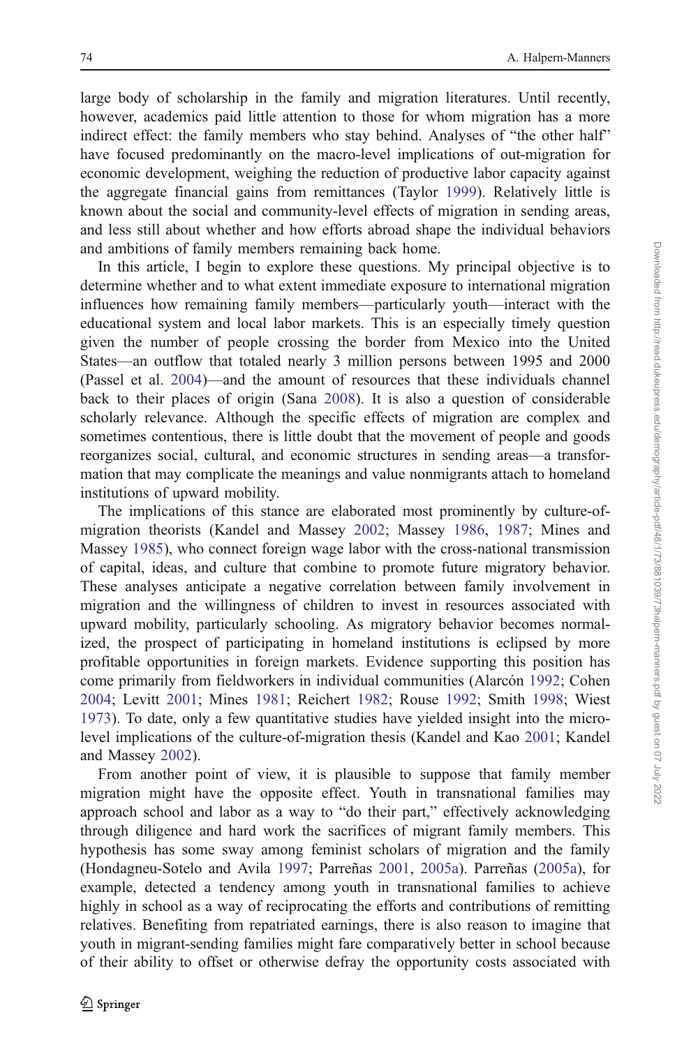large body of scholarship in the family and migration literatures. Until recently, however, academics paid little attention to those for whom migration has a more indirect effect: the family members who stay behind. Analyses of "the other half" have focused predominantly on the macro-level implications of out-migration for economic development, weighing the reduction of productive labor capacity against the aggregate financial gains from remittances (Taylor 1999). Relatively little is known about the social and community-level effects of migration in sending areas, and less still about whether and how efforts abroad shape the individual behaviors and ambitions of family members remaining back home.

In this article, I begin to explore these questions. My principal objective is to determine whether and to what extent immediate exposure to international migration influences how remaining family members—particularly youth—interact with the educational system and local labor markets. This is an especially timely question given the number of people crossing the border from Mexico into the United States—an outflow that totaled nearly 3 million persons between 1995 and 2000 (Passel et al. 2004)—and the amount of resources that these individuals channel back to their places of origin (Sana 2008). It is also a question of considerable scholarly relevance. Although the specific effects of migration are complex and sometimes contentious, there is little doubt that the movement of people and goods reorganizes social, cultural, and economic structures in sending areas—a transformation that may complicate the meanings and value nonmigrants attach to homeland institutions of upward mobility.

The implications of this stance are elaborated most prominently by culture-of-migration theorists (Kandel and Massey 2002; Massey 1986, 1987; Mines and Massey 1985), who connect foreign wage labor with the cross-national transmission of capital, ideas, and culture that combine to promote future migratory behavior. These analyses anticipate a negative correlation between family involvement in migration and the willingness of children to invest in resources associated with upward mobility, particularly schooling. As migratory behavior becomes normalized, the prospect of participating in homeland institutions is eclipsed by more profitable opportunities in foreign markets. Evidence supporting this position has come primarily from fieldworkers in individual communities (Alarcón 1992; Cohen 2004; Levitt 2001; Mines 1981; Reichert 1982; Rouse 1992; Smith 1998; Wiest 1973). To date, only a few quantitative studies have yielded insight into the micro-level implications of the culture-of-migration thesis (Kandel and Kao 2001; Kandel and Massey 2002).

From another point of view, it is plausible to suppose that family member migration might have the opposite effect. Youth in transnational families may approach school and labor as a way to "do their part," effectively acknowledging through diligence and hard work the sacrifices of migrant family members. This hypothesis has some sway among feminist scholars of migration and the family (Hondagneu-Sotelo and Avila 1997; Parreñas 2001, 2005a). Parreñas (2005a), for example, detected a tendency among youth in transnational families to achieve highly in school as a way of reciprocating the efforts and contributions of remitting relatives. Benefiting from repatriated earnings, there is also reason to imagine that youth in migrant-sending families might fare comparatively better in school because of their ability to offset or otherwise defray the opportunity costs associated with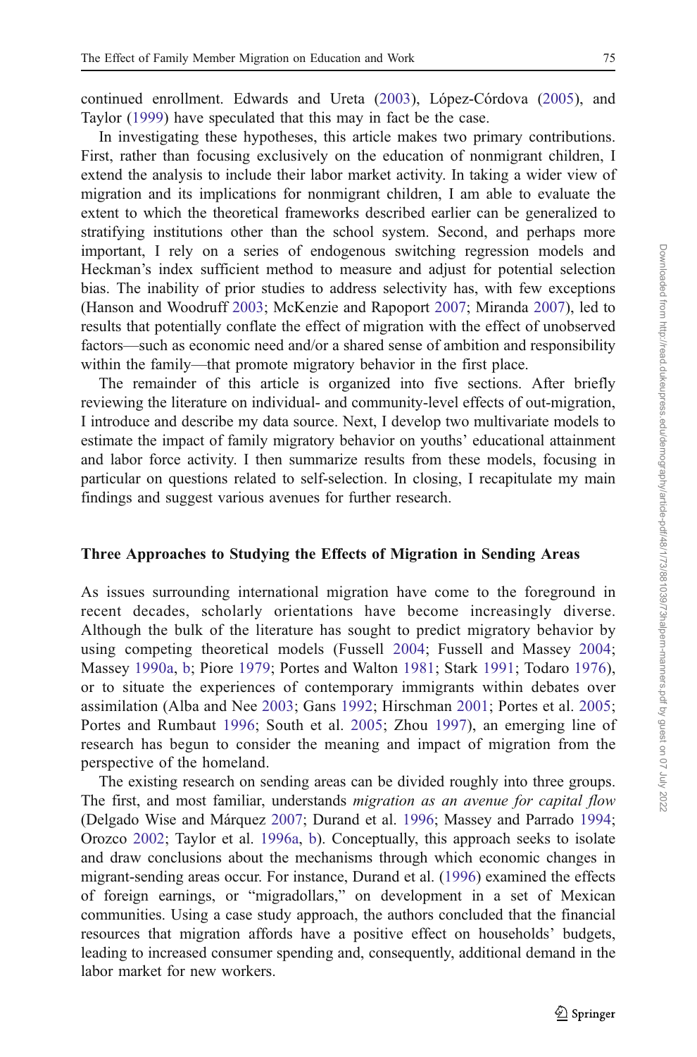continued enrollment. Edwards and Ureta (2003), López-Córdova (2005), and Taylor (1999) have speculated that this may in fact be the case.

In investigating these hypotheses, this article makes two primary contributions. First, rather than focusing exclusively on the education of nonmigrant children, I extend the analysis to include their labor market activity. In taking a wider view of migration and its implications for nonmigrant children, I am able to evaluate the extent to which the theoretical frameworks described earlier can be generalized to stratifying institutions other than the school system. Second, and perhaps more important, I rely on a series of endogenous switching regression models and Heckman's index sufficient method to measure and adjust for potential selection bias. The inability of prior studies to address selectivity has, with few exceptions (Hanson and Woodruff 2003; McKenzie and Rapoport 2007; Miranda 2007), led to results that potentially conflate the effect of migration with the effect of unobserved factors—such as economic need and/or a shared sense of ambition and responsibility within the family—that promote migratory behavior in the first place.

The remainder of this article is organized into five sections. After briefly reviewing the literature on individual- and community-level effects of out-migration, I introduce and describe my data source. Next, I develop two multivariate models to estimate the impact of family migratory behavior on youths' educational attainment and labor force activity. I then summarize results from these models, focusing in particular on questions related to self-selection. In closing, I recapitulate my main findings and suggest various avenues for further research.

## Three Approaches to Studying the Effects of Migration in Sending Areas

As issues surrounding international migration have come to the foreground in recent decades, scholarly orientations have become increasingly diverse. Although the bulk of the literature has sought to predict migratory behavior by using competing theoretical models (Fussell 2004; Fussell and Massey 2004; Massey 1990a, b; Piore 1979; Portes and Walton 1981; Stark 1991; Todaro 1976), or to situate the experiences of contemporary immigrants within debates over assimilation (Alba and Nee 2003; Gans 1992; Hirschman 2001; Portes et al. 2005; Portes and Rumbaut 1996; South et al. 2005; Zhou 1997), an emerging line of research has begun to consider the meaning and impact of migration from the perspective of the homeland.

The existing research on sending areas can be divided roughly into three groups. The first, and most familiar, understands *migration as an avenue for capital flow* (Delgado Wise and Márquez 2007; Durand et al. 1996; Massey and Parrado 1994; Orozco 2002; Taylor et al. 1996a, b). Conceptually, this approach seeks to isolate and draw conclusions about the mechanisms through which economic changes in migrant-sending areas occur. For instance, Durand et al. (1996) examined the effects of foreign earnings, or "migradollars," on development in a set of Mexican communities. Using a case study approach, the authors concluded that the financial resources that migration affords have a positive effect on households' budgets, leading to increased consumer spending and, consequently, additional demand in the labor market for new workers.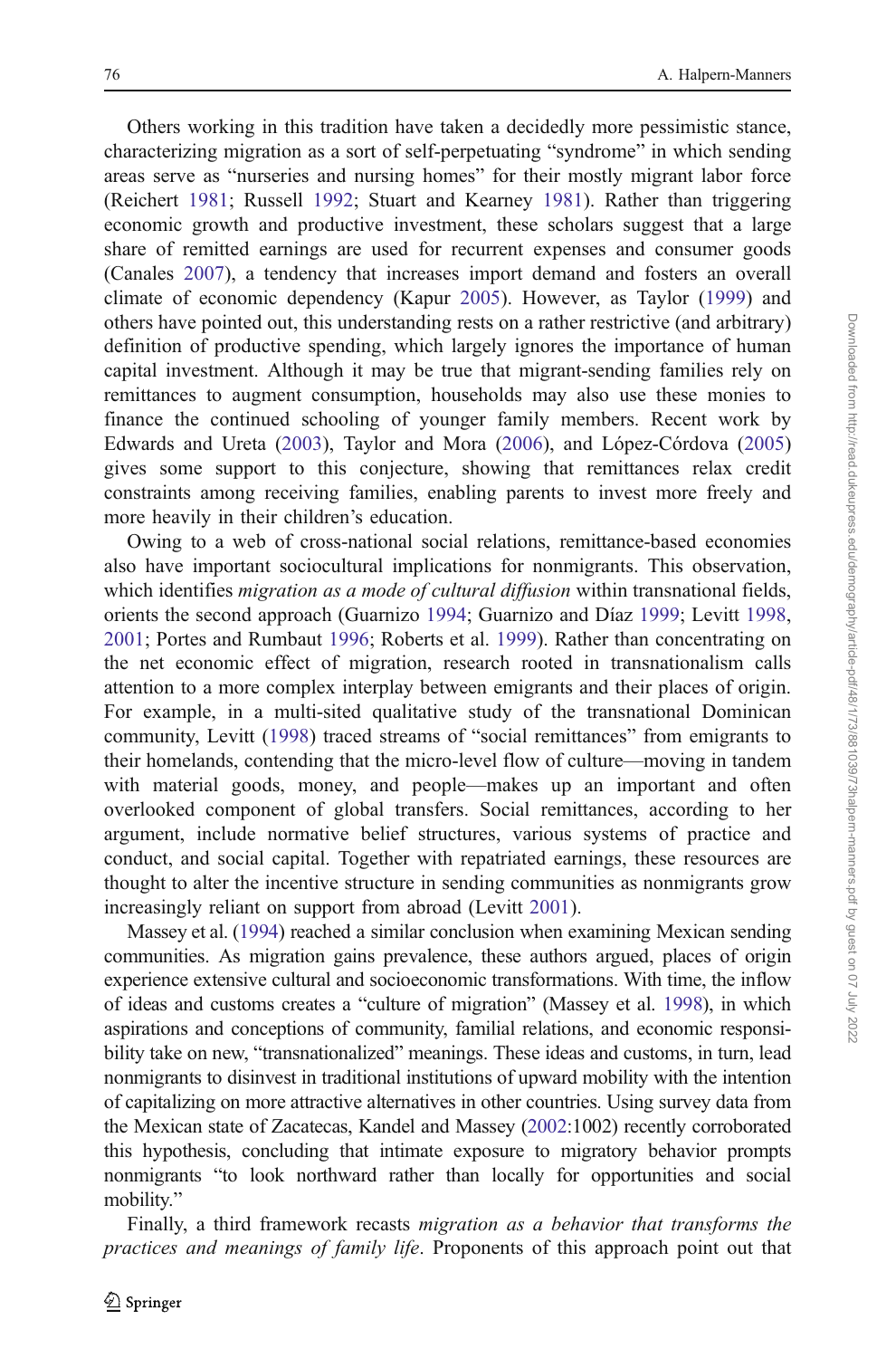Others working in this tradition have taken a decidedly more pessimistic stance, characterizing migration as a sort of self-perpetuating "syndrome" in which sending areas serve as "nurseries and nursing homes" for their mostly migrant labor force (Reichert 1981; Russell 1992; Stuart and Kearney 1981). Rather than triggering economic growth and productive investment, these scholars suggest that a large share of remitted earnings are used for recurrent expenses and consumer goods (Canales 2007), a tendency that increases import demand and fosters an overall climate of economic dependency (Kapur 2005). However, as Taylor (1999) and others have pointed out, this understanding rests on a rather restrictive (and arbitrary) definition of productive spending, which largely ignores the importance of human capital investment. Although it may be true that migrant-sending families rely on remittances to augment consumption, households may also use these monies to finance the continued schooling of younger family members. Recent work by Edwards and Ureta (2003), Taylor and Mora (2006), and López-Córdova (2005) gives some support to this conjecture, showing that remittances relax credit constraints among receiving families, enabling parents to invest more freely and more heavily in their children's education.

Owing to a web of cross-national social relations, remittance-based economies also have important sociocultural implications for nonmigrants. This observation, which identifies *migration as a mode of cultural diffusion* within transnational fields, orients the second approach (Guarnizo 1994; Guarnizo and Díaz 1999; Levitt 1998, 2001; Portes and Rumbaut 1996; Roberts et al. 1999). Rather than concentrating on the net economic effect of migration, research rooted in transnationalism calls attention to a more complex interplay between emigrants and their places of origin. For example, in a multi-sited qualitative study of the transnational Dominican community, Levitt (1998) traced streams of "social remittances" from emigrants to their homelands, contending that the micro-level flow of culture—moving in tandem with material goods, money, and people—makes up an important and often overlooked component of global transfers. Social remittances, according to her argument, include normative belief structures, various systems of practice and conduct, and social capital. Together with repatriated earnings, these resources are thought to alter the incentive structure in sending communities as nonmigrants grow increasingly reliant on support from abroad (Levitt 2001).

Massey et al. (1994) reached a similar conclusion when examining Mexican sending communities. As migration gains prevalence, these authors argued, places of origin experience extensive cultural and socioeconomic transformations. With time, the inflow of ideas and customs creates a "culture of migration" (Massey et al. 1998), in which aspirations and conceptions of community, familial relations, and economic responsibility take on new, "transnationalized" meanings. These ideas and customs, in turn, lead nonmigrants to disinvest in traditional institutions of upward mobility with the intention of capitalizing on more attractive alternatives in other countries. Using survey data from the Mexican state of Zacatecas, Kandel and Massey (2002:1002) recently corroborated this hypothesis, concluding that intimate exposure to migratory behavior prompts nonmigrants "to look northward rather than locally for opportunities and social mobility."

Finally, a third framework recasts *migration as a behavior that transforms the practices and meanings of family life*. Proponents of this approach point out that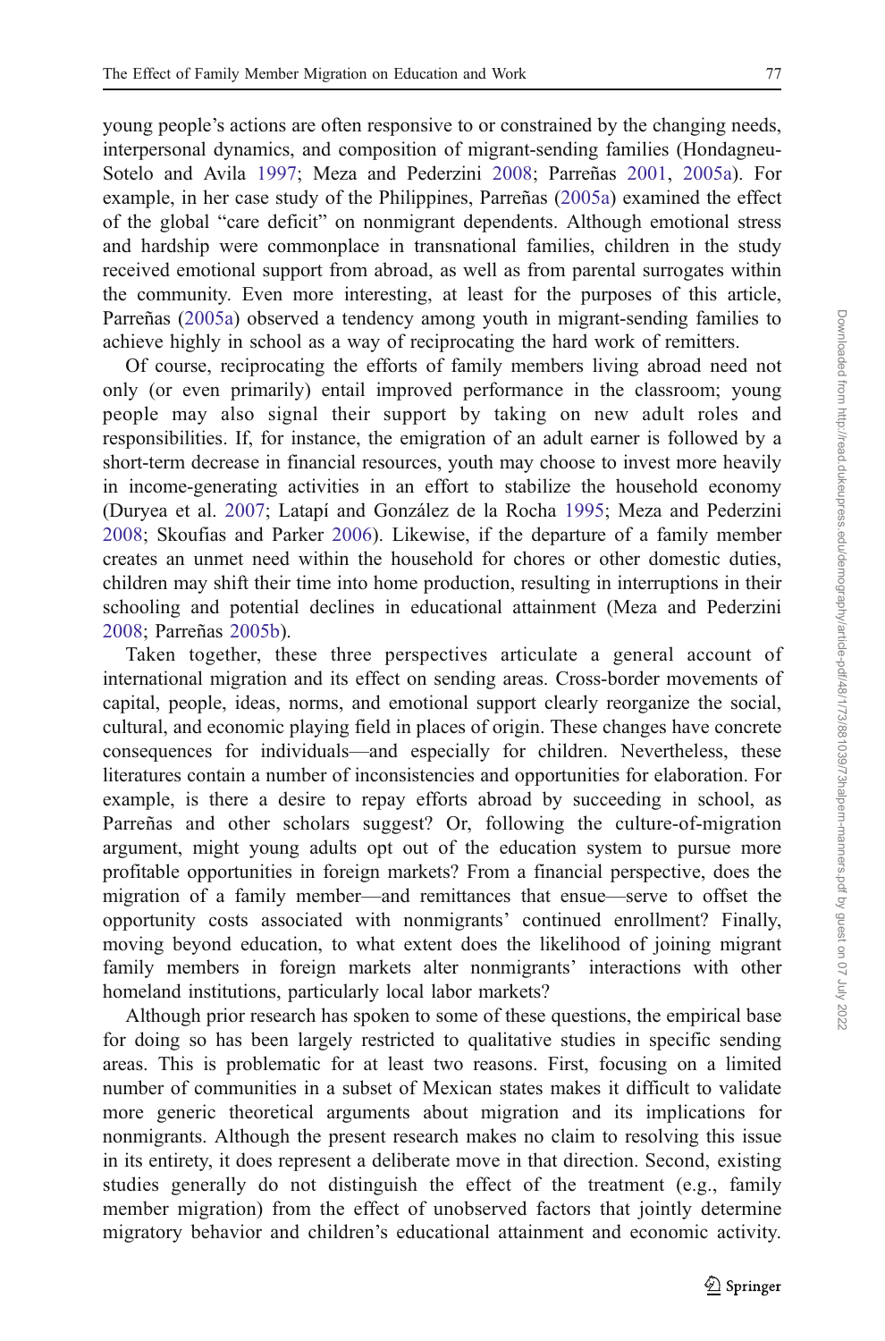young people's actions are often responsive to or constrained by the changing needs, interpersonal dynamics, and composition of migrant-sending families (Hondagneu-Sotelo and Avila 1997; Meza and Pederzini 2008; Parreñas 2001, 2005a). For example, in her case study of the Philippines, Parreñas (2005a) examined the effect of the global "care deficit" on nonmigrant dependents. Although emotional stress and hardship were commonplace in transnational families, children in the study received emotional support from abroad, as well as from parental surrogates within the community. Even more interesting, at least for the purposes of this article, Parreñas (2005a) observed a tendency among youth in migrant-sending families to achieve highly in school as a way of reciprocating the hard work of remitters.

Of course, reciprocating the efforts of family members living abroad need not only (or even primarily) entail improved performance in the classroom; young people may also signal their support by taking on new adult roles and responsibilities. If, for instance, the emigration of an adult earner is followed by a short-term decrease in financial resources, youth may choose to invest more heavily in income-generating activities in an effort to stabilize the household economy (Duryea et al. 2007; Latapí and González de la Rocha 1995; Meza and Pederzini 2008; Skoufias and Parker 2006). Likewise, if the departure of a family member creates an unmet need within the household for chores or other domestic duties, children may shift their time into home production, resulting in interruptions in their schooling and potential declines in educational attainment (Meza and Pederzini 2008; Parreñas 2005b).

Taken together, these three perspectives articulate a general account of international migration and its effect on sending areas. Cross-border movements of capital, people, ideas, norms, and emotional support clearly reorganize the social, cultural, and economic playing field in places of origin. These changes have concrete consequences for individuals—and especially for children. Nevertheless, these literatures contain a number of inconsistencies and opportunities for elaboration. For example, is there a desire to repay efforts abroad by succeeding in school, as Parreñas and other scholars suggest? Or, following the culture-of-migration argument, might young adults opt out of the education system to pursue more profitable opportunities in foreign markets? From a financial perspective, does the migration of a family member—and remittances that ensue—serve to offset the opportunity costs associated with nonmigrants' continued enrollment? Finally, moving beyond education, to what extent does the likelihood of joining migrant family members in foreign markets alter nonmigrants' interactions with other homeland institutions, particularly local labor markets?

Although prior research has spoken to some of these questions, the empirical base for doing so has been largely restricted to qualitative studies in specific sending areas. This is problematic for at least two reasons. First, focusing on a limited number of communities in a subset of Mexican states makes it difficult to validate more generic theoretical arguments about migration and its implications for nonmigrants. Although the present research makes no claim to resolving this issue in its entirety, it does represent a deliberate move in that direction. Second, existing studies generally do not distinguish the effect of the treatment (e.g., family member migration) from the effect of unobserved factors that jointly determine migratory behavior and children's educational attainment and economic activity.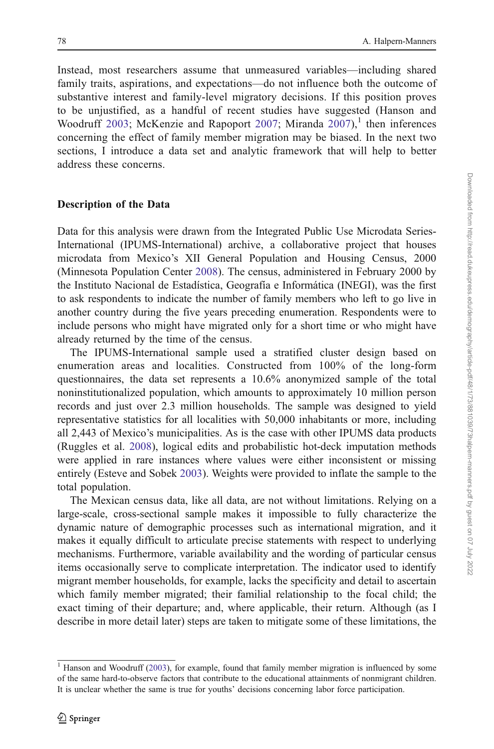Instead, most researchers assume that unmeasured variables—including shared family traits, aspirations, and expectations—do not influence both the outcome of substantive interest and family-level migratory decisions. If this position proves to be unjustified, as a handful of recent studies have suggested (Hanson and Woodruff 2003; McKenzie and Rapoport 2007; Miranda 2007),[1] then inferences concerning the effect of family member migration may be biased. In the next two sections, I introduce a data set and analytic framework that will help to better address these concerns.

## Description of the Data

Data for this analysis were drawn from the Integrated Public Use Microdata Series-International (IPUMS-International) archive, a collaborative project that houses microdata from Mexico's XII General Population and Housing Census, 2000 (Minnesota Population Center 2008). The census, administered in February 2000 by the Instituto Nacional de Estadística, Geografía e Informática (INEGI), was the first to ask respondents to indicate the number of family members who left to go live in another country during the five years preceding enumeration. Respondents were to include persons who might have migrated only for a short time or who might have already returned by the time of the census.

The IPUMS-International sample used a stratified cluster design based on enumeration areas and localities. Constructed from 100% of the long-form questionnaires, the data set represents a 10.6% anonymized sample of the total noninstitutionalized population, which amounts to approximately 10 million person records and just over 2.3 million households. The sample was designed to yield representative statistics for all localities with 50,000 inhabitants or more, including all 2,443 of Mexico's municipalities. As is the case with other IPUMS data products (Ruggles et al. 2008), logical edits and probabilistic hot-deck imputation methods were applied in rare instances where values were either inconsistent or missing entirely (Esteve and Sobek 2003). Weights were provided to inflate the sample to the total population.

The Mexican census data, like all data, are not without limitations. Relying on a large-scale, cross-sectional sample makes it impossible to fully characterize the dynamic nature of demographic processes such as international migration, and it makes it equally difficult to articulate precise statements with respect to underlying mechanisms. Furthermore, variable availability and the wording of particular census items occasionally serve to complicate interpretation. The indicator used to identify migrant member households, for example, lacks the specificity and detail to ascertain which family member migrated; their familial relationship to the focal child; the exact timing of their departure; and, where applicable, their return. Although (as I describe in more detail later) steps are taken to mitigate some of these limitations, the

[1] Hanson and Woodruff (2003), for example, found that family member migration is influenced by some of the same hard-to-observe factors that contribute to the educational attainments of nonmigrant children. It is unclear whether the same is true for youths' decisions concerning labor force participation.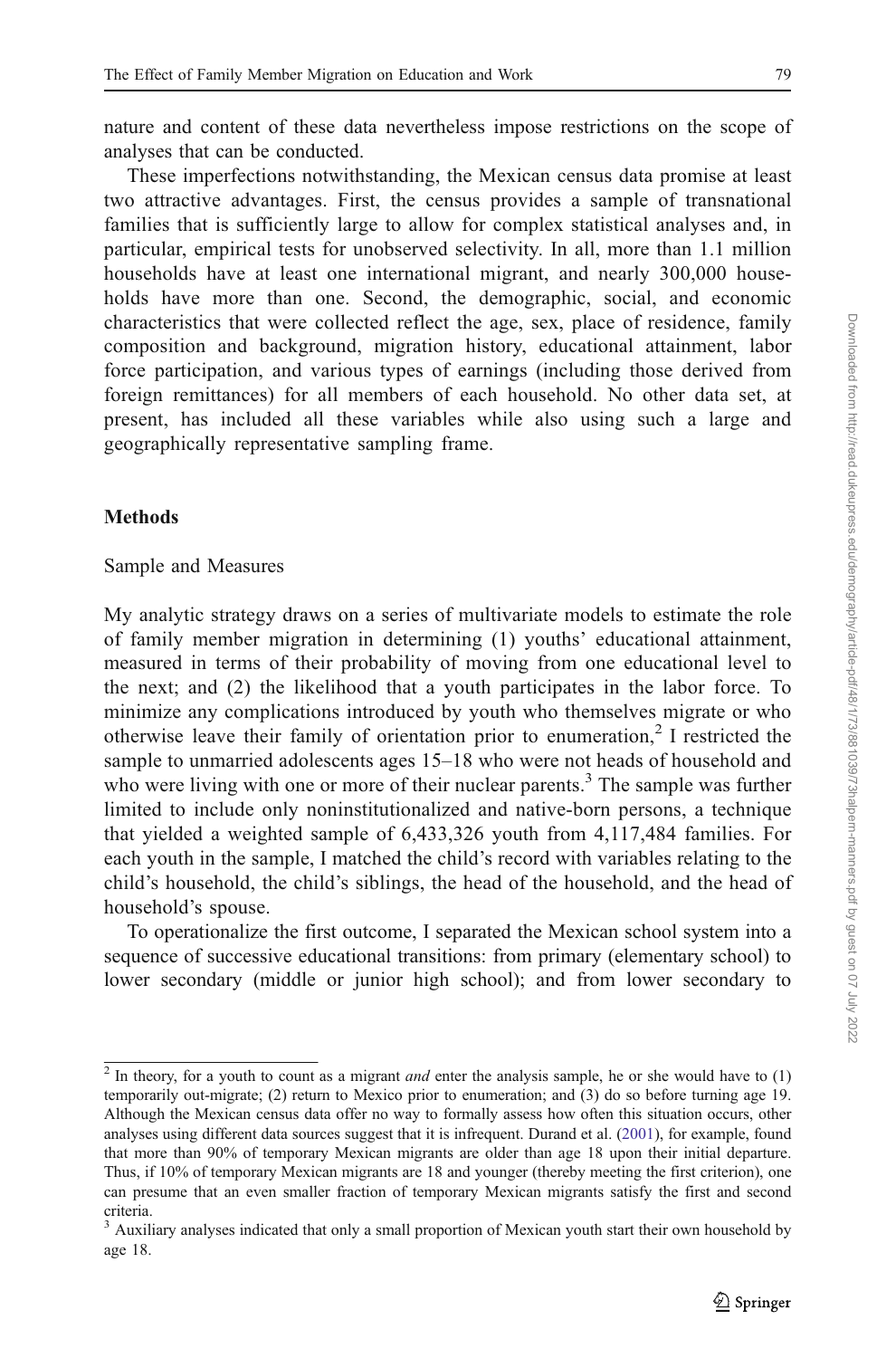nature and content of these data nevertheless impose restrictions on the scope of analyses that can be conducted.

These imperfections notwithstanding, the Mexican census data promise at least two attractive advantages. First, the census provides a sample of transnational families that is sufficiently large to allow for complex statistical analyses and, in particular, empirical tests for unobserved selectivity. In all, more than 1.1 million households have at least one international migrant, and nearly 300,000 households have more than one. Second, the demographic, social, and economic characteristics that were collected reflect the age, sex, place of residence, family composition and background, migration history, educational attainment, labor force participation, and various types of earnings (including those derived from foreign remittances) for all members of each household. No other data set, at present, has included all these variables while also using such a large and geographically representative sampling frame.

## Methods

### Sample and Measures

My analytic strategy draws on a series of multivariate models to estimate the role of family member migration in determining (1) youths' educational attainment, measured in terms of their probability of moving from one educational level to the next; and (2) the likelihood that a youth participates in the labor force. To minimize any complications introduced by youth who themselves migrate or who otherwise leave their family of orientation prior to enumeration,[2] I restricted the sample to unmarried adolescents ages 15–18 who were not heads of household and who were living with one or more of their nuclear parents.[3] The sample was further limited to include only noninstitutionalized and native-born persons, a technique that yielded a weighted sample of 6,433,326 youth from 4,117,484 families. For each youth in the sample, I matched the child's record with variables relating to the child's household, the child's siblings, the head of the household, and the head of household's spouse.

To operationalize the first outcome, I separated the Mexican school system into a sequence of successive educational transitions: from primary (elementary school) to lower secondary (middle or junior high school); and from lower secondary to

[2] In theory, for a youth to count as a migrant *and* enter the analysis sample, he or she would have to (1) temporarily out-migrate; (2) return to Mexico prior to enumeration; and (3) do so before turning age 19. Although the Mexican census data offer no way to formally assess how often this situation occurs, other analyses using different data sources suggest that it is infrequent. Durand et al. (2001), for example, found that more than 90% of temporary Mexican migrants are older than age 18 upon their initial departure. Thus, if 10% of temporary Mexican migrants are 18 and younger (thereby meeting the first criterion), one can presume that an even smaller fraction of temporary Mexican migrants satisfy the first and second criteria.

[3] Auxiliary analyses indicated that only a small proportion of Mexican youth start their own household by age 18.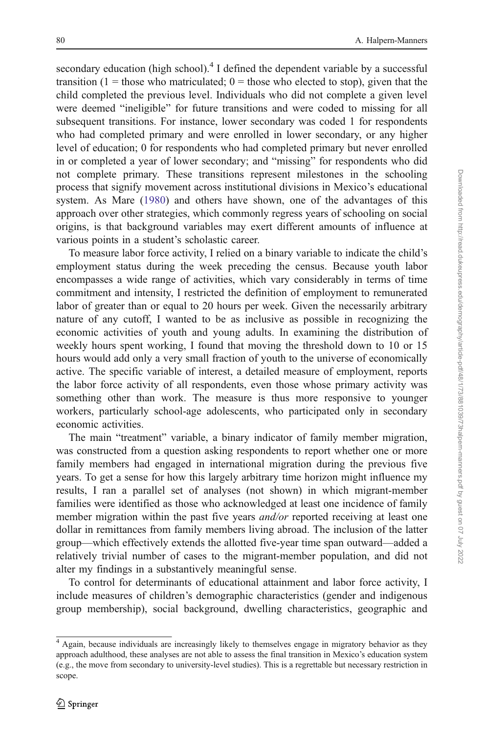secondary education (high school).[4] I defined the dependent variable by a successful transition (1 = those who matriculated; 0 = those who elected to stop), given that the child completed the previous level. Individuals who did not complete a given level were deemed "ineligible" for future transitions and were coded to missing for all subsequent transitions. For instance, lower secondary was coded 1 for respondents who had completed primary and were enrolled in lower secondary, or any higher level of education; 0 for respondents who had completed primary but never enrolled in or completed a year of lower secondary; and "missing" for respondents who did not complete primary. These transitions represent milestones in the schooling process that signify movement across institutional divisions in Mexico's educational system. As Mare (1980) and others have shown, one of the advantages of this approach over other strategies, which commonly regress years of schooling on social origins, is that background variables may exert different amounts of influence at various points in a student's scholastic career.

To measure labor force activity, I relied on a binary variable to indicate the child's employment status during the week preceding the census. Because youth labor encompasses a wide range of activities, which vary considerably in terms of time commitment and intensity, I restricted the definition of employment to remunerated labor of greater than or equal to 20 hours per week. Given the necessarily arbitrary nature of any cutoff, I wanted to be as inclusive as possible in recognizing the economic activities of youth and young adults. In examining the distribution of weekly hours spent working, I found that moving the threshold down to 10 or 15 hours would add only a very small fraction of youth to the universe of economically active. The specific variable of interest, a detailed measure of employment, reports the labor force activity of all respondents, even those whose primary activity was something other than work. The measure is thus more responsive to younger workers, particularly school-age adolescents, who participated only in secondary economic activities.

The main "treatment" variable, a binary indicator of family member migration, was constructed from a question asking respondents to report whether one or more family members had engaged in international migration during the previous five years. To get a sense for how this largely arbitrary time horizon might influence my results, I ran a parallel set of analyses (not shown) in which migrant-member families were identified as those who acknowledged at least one incidence of family member migration within the past five years *and/or* reported receiving at least one dollar in remittances from family members living abroad. The inclusion of the latter group—which effectively extends the allotted five-year time span outward—added a relatively trivial number of cases to the migrant-member population, and did not alter my findings in a substantively meaningful sense.

To control for determinants of educational attainment and labor force activity, I include measures of children's demographic characteristics (gender and indigenous group membership), social background, dwelling characteristics, geographic and

[4] Again, because individuals are increasingly likely to themselves engage in migratory behavior as they approach adulthood, these analyses are not able to assess the final transition in Mexico's education system (e.g., the move from secondary to university-level studies). This is a regrettable but necessary restriction in scope.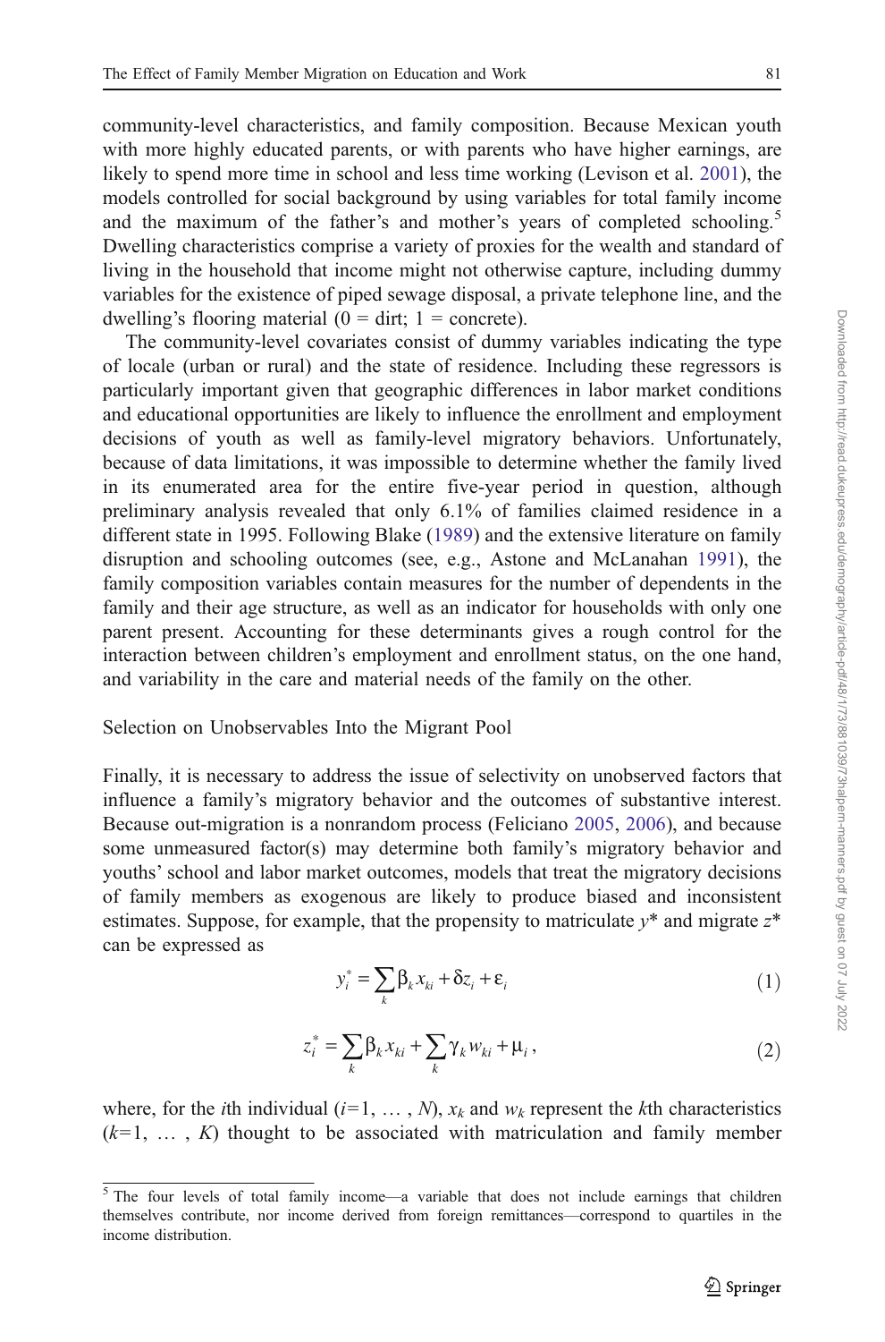community-level characteristics, and family composition. Because Mexican youth with more highly educated parents, or with parents who have higher earnings, are likely to spend more time in school and less time working (Levison et al. 2001), the models controlled for social background by using variables for total family income and the maximum of the father's and mother's years of completed schooling.[5] Dwelling characteristics comprise a variety of proxies for the wealth and standard of living in the household that income might not otherwise capture, including dummy variables for the existence of piped sewage disposal, a private telephone line, and the dwelling's flooring material (0 = dirt; 1 = concrete).

The community-level covariates consist of dummy variables indicating the type of locale (urban or rural) and the state of residence. Including these regressors is particularly important given that geographic differences in labor market conditions and educational opportunities are likely to influence the enrollment and employment decisions of youth as well as family-level migratory behaviors. Unfortunately, because of data limitations, it was impossible to determine whether the family lived in its enumerated area for the entire five-year period in question, although preliminary analysis revealed that only 6.1% of families claimed residence in a different state in 1995. Following Blake (1989) and the extensive literature on family disruption and schooling outcomes (see, e.g., Astone and McLanahan 1991), the family composition variables contain measures for the number of dependents in the family and their age structure, as well as an indicator for households with only one parent present. Accounting for these determinants gives a rough control for the interaction between children's employment and enrollment status, on the one hand, and variability in the care and material needs of the family on the other.

### Selection on Unobservables Into the Migrant Pool

Finally, it is necessary to address the issue of selectivity on unobserved factors that influence a family's migratory behavior and the outcomes of substantive interest. Because out-migration is a nonrandom process (Feliciano 2005, 2006), and because some unmeasured factor(s) may determine both family's migratory behavior and youths' school and labor market outcomes, models that treat the migratory decisions of family members as exogenous are likely to produce biased and inconsistent estimates. Suppose, for example, that the propensity to matriculate $y^*$ and migrate $z^*$ can be expressed as

$$y_i^* = \sum_k \beta_k x_{ki} + \delta z_i + \varepsilon_i \tag{1}$$

$$z_i^* = \sum_k \beta_k x_{ki} + \sum_k \gamma_k w_{ki} + \mu_i \,, \tag{2}$$

where, for the $i$th individual ($i=1, \ldots, N$), $x_k$ and $w_k$ represent the $k$th characteristics ($k=1, \ldots, K$) thought to be associated with matriculation and family member

[5] The four levels of total family income—a variable that does not include earnings that children themselves contribute, nor income derived from foreign remittances—correspond to quartiles in the income distribution.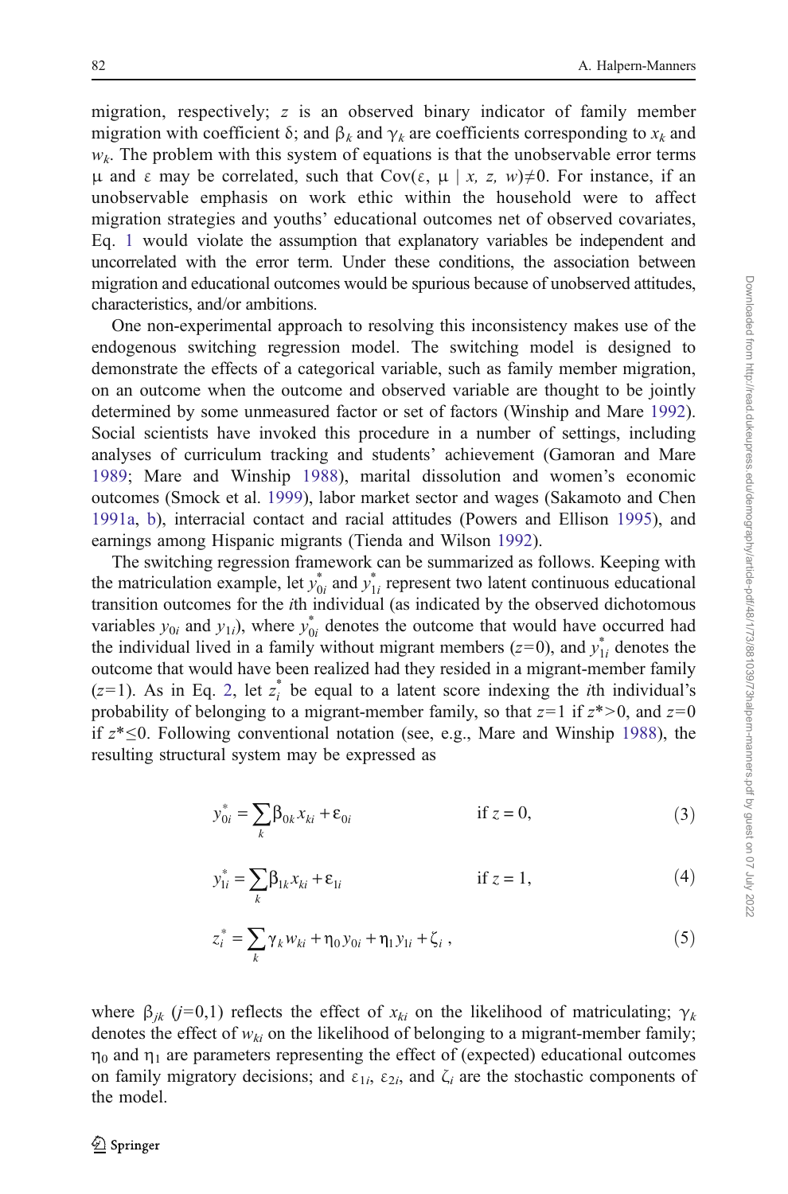migration, respectively; $z$ is an observed binary indicator of family member migration with coefficient $\delta$; and $\beta_k$ and $\gamma_k$ are coefficients corresponding to $x_k$ and $w_k$. The problem with this system of equations is that the unobservable error terms $\mu$ and $\varepsilon$ may be correlated, such that $\text{Cov}(\varepsilon, \mu \mid x, z, w) \neq 0$. For instance, if an unobservable emphasis on work ethic within the household were to affect migration strategies and youths' educational outcomes net of observed covariates, Eq. 1 would violate the assumption that explanatory variables be independent and uncorrelated with the error term. Under these conditions, the association between migration and educational outcomes would be spurious because of unobserved attitudes, characteristics, and/or ambitions.

One non-experimental approach to resolving this inconsistency makes use of the endogenous switching regression model. The switching model is designed to demonstrate the effects of a categorical variable, such as family member migration, on an outcome when the outcome and observed variable are thought to be jointly determined by some unmeasured factor or set of factors (Winship and Mare 1992). Social scientists have invoked this procedure in a number of settings, including analyses of curriculum tracking and students' achievement (Gamoran and Mare 1989; Mare and Winship 1988), marital dissolution and women's economic outcomes (Smock et al. 1999), labor market sector and wages (Sakamoto and Chen 1991a, b), interracial contact and racial attitudes (Powers and Ellison 1995), and earnings among Hispanic migrants (Tienda and Wilson 1992).

The switching regression framework can be summarized as follows. Keeping with the matriculation example, let $y^*_{0i}$ and $y^*_{1i}$ represent two latent continuous educational transition outcomes for the $i$th individual (as indicated by the observed dichotomous variables $y_{0i}$ and $y_{1i}$), where $y^*_{0i}$ denotes the outcome that would have occurred had the individual lived in a family without migrant members ($z$=0), and $y^*_{1i}$ denotes the outcome that would have been realized had they resided in a migrant-member family ($z$=1). As in Eq. 2, let $z^*_i$ be equal to a latent score indexing the $i$th individual's probability of belonging to a migrant-member family, so that $z$=1 if $z^*>0$, and $z$=0 if $z^*\leq 0$. Following conventional notation (see, e.g., Mare and Winship 1988), the resulting structural system may be expressed as

$$y^*_{0i} = \sum_k \beta_{0k} x_{ki} + \varepsilon_{0i} \qquad \text{if } z = 0, \tag{3}$$

$$y^*_{1i} = \sum_k \beta_{1k} x_{ki} + \varepsilon_{1i} \qquad \text{if } z = 1, \tag{4}$$

$$z^*_i = \sum_k \gamma_k w_{ki} + \eta_0 y_{0i} + \eta_1 y_{1i} + \zeta_i\,, \tag{5}$$

where $\beta_{jk}$ ($j$=0,1) reflects the effect of $x_{ki}$ on the likelihood of matriculating; $\gamma_k$ denotes the effect of $w_{ki}$ on the likelihood of belonging to a migrant-member family; $\eta_0$ and $\eta_1$ are parameters representing the effect of (expected) educational outcomes on family migratory decisions; and $\varepsilon_{1i}$, $\varepsilon_{2i}$, and $\zeta_i$ are the stochastic components of the model.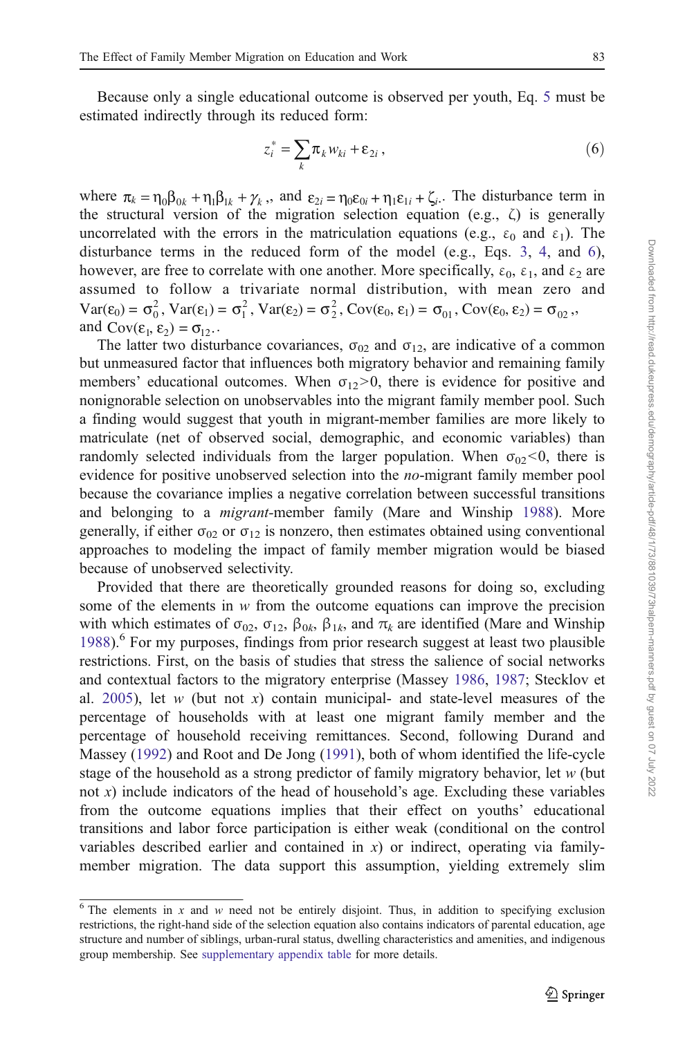Because only a single educational outcome is observed per youth, Eq. 5 must be estimated indirectly through its reduced form:

$$z_i^* = \sum_k \pi_k w_{ki} + \varepsilon_{2i}, \tag{6}$$

where $\pi_k = \eta_0\beta_{0k} + \eta_1\beta_{1k} + \gamma_k$, and $\varepsilon_{2i} = \eta_0\varepsilon_{0i} + \eta_1\varepsilon_{1i} + \zeta_i$. The disturbance term in the structural version of the migration selection equation (e.g., $\zeta$) is generally uncorrelated with the errors in the matriculation equations (e.g., $\varepsilon_0$ and $\varepsilon_1$). The disturbance terms in the reduced form of the model (e.g., Eqs. 3, 4, and 6), however, are free to correlate with one another. More specifically, $\varepsilon_0$, $\varepsilon_1$, and $\varepsilon_2$ are assumed to follow a trivariate normal distribution, with mean zero and $\text{Var}(\varepsilon_0) = \sigma_0^2$, $\text{Var}(\varepsilon_1) = \sigma_1^2$, $\text{Var}(\varepsilon_2) = \sigma_2^2$, $\text{Cov}(\varepsilon_0, \varepsilon_1) = \sigma_{01}$, $\text{Cov}(\varepsilon_0, \varepsilon_2) = \sigma_{02}$, and $\text{Cov}(\varepsilon_1, \varepsilon_2) = \sigma_{12}$.

The latter two disturbance covariances, $\sigma_{02}$ and $\sigma_{12}$, are indicative of a common but unmeasured factor that influences both migratory behavior and remaining family members' educational outcomes. When $\sigma_{12}>0$, there is evidence for positive and nonignorable selection on unobservables into the migrant family member pool. Such a finding would suggest that youth in migrant-member families are more likely to matriculate (net of observed social, demographic, and economic variables) than randomly selected individuals from the larger population. When $\sigma_{02}<0$, there is evidence for positive unobserved selection into the *no*-migrant family member pool because the covariance implies a negative correlation between successful transitions and belonging to a *migrant*-member family (Mare and Winship 1988). More generally, if either $\sigma_{02}$ or $\sigma_{12}$ is nonzero, then estimates obtained using conventional approaches to modeling the impact of family member migration would be biased because of unobserved selectivity.

Provided that there are theoretically grounded reasons for doing so, excluding some of the elements in $w$ from the outcome equations can improve the precision with which estimates of $\sigma_{02}$, $\sigma_{12}$, $\beta_{0k}$, $\beta_{1k}$, and $\pi_k$ are identified (Mare and Winship 1988).[6] For my purposes, findings from prior research suggest at least two plausible restrictions. First, on the basis of studies that stress the salience of social networks and contextual factors to the migratory enterprise (Massey 1986, 1987; Stecklov et al. 2005), let $w$ (but not $x$) contain municipal- and state-level measures of the percentage of households with at least one migrant family member and the percentage of household receiving remittances. Second, following Durand and Massey (1992) and Root and De Jong (1991), both of whom identified the life-cycle stage of the household as a strong predictor of family migratory behavior, let $w$ (but not $x$) include indicators of the head of household's age. Excluding these variables from the outcome equations implies that their effect on youths' educational transitions and labor force participation is either weak (conditional on the control variables described earlier and contained in $x$) or indirect, operating via family-member migration. The data support this assumption, yielding extremely slim

[6] The elements in $x$ and $w$ need not be entirely disjoint. Thus, in addition to specifying exclusion restrictions, the right-hand side of the selection equation also contains indicators of parental education, age structure and number of siblings, urban-rural status, dwelling characteristics and amenities, and indigenous group membership. See supplementary appendix table for more details.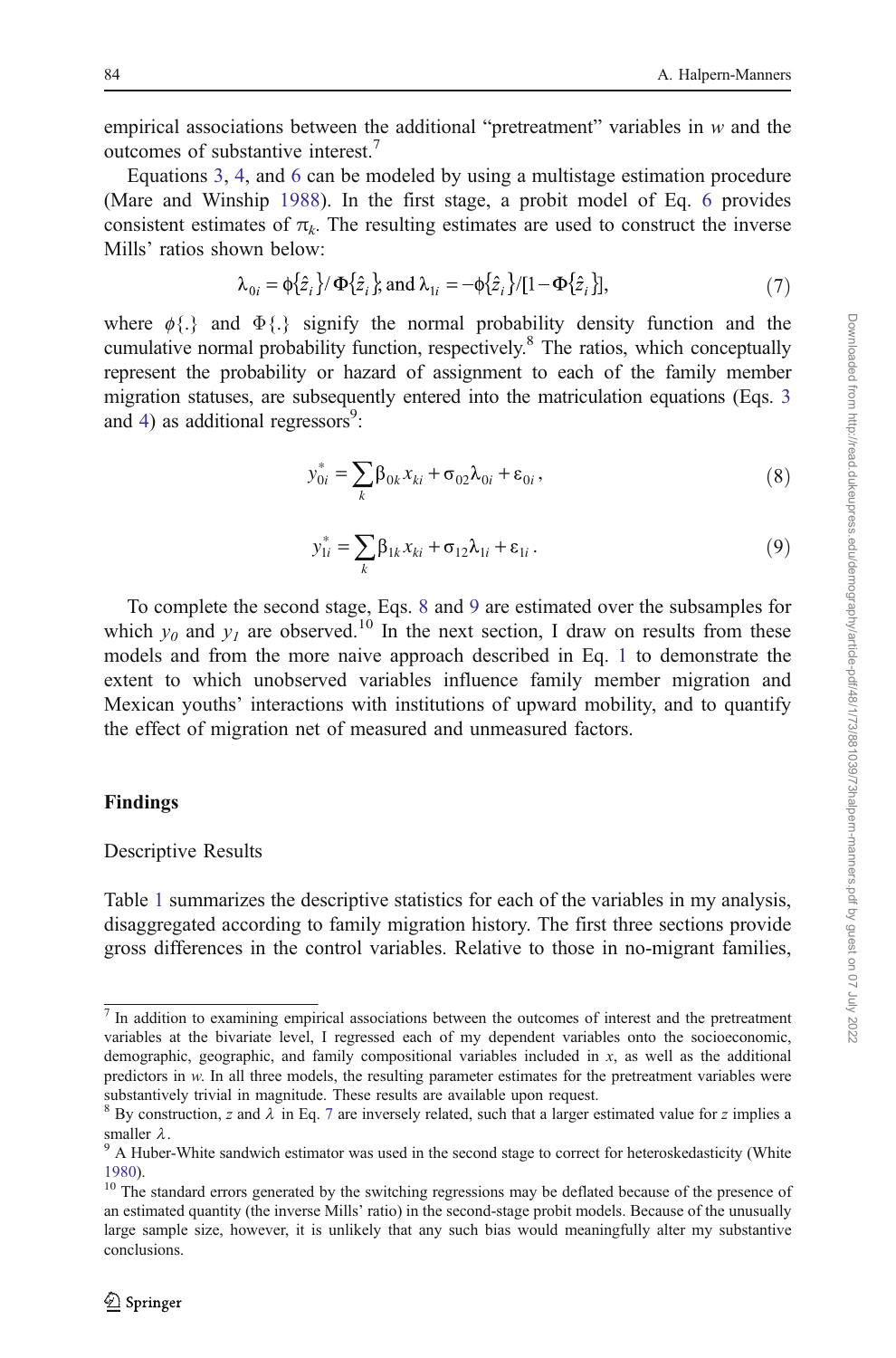empirical associations between the additional "pretreatment" variables in $w$ and the outcomes of substantive interest.[7]

Equations 3, 4, and 6 can be modeled by using a multistage estimation procedure (Mare and Winship 1988). In the first stage, a probit model of Eq. 6 provides consistent estimates of $\pi_k$. The resulting estimates are used to construct the inverse Mills' ratios shown below:

$$\lambda_{0i} = \phi\{\hat{z}_i\}/\Phi\{\hat{z}_i\}; \text{ and } \lambda_{1i} = -\phi\{\hat{z}_i\}/[1-\Phi\{\hat{z}_i\}], \tag{7}$$

where $\phi\{.\}$ and $\Phi\{.\}$ signify the normal probability density function and the cumulative normal probability function, respectively.[8] The ratios, which conceptually represent the probability or hazard of assignment to each of the family member migration statuses, are subsequently entered into the matriculation equations (Eqs. 3 and 4) as additional regressors[9]:

$$y^*_{0i} = \sum_k \beta_{0k} x_{ki} + \sigma_{02}\lambda_{0i} + \varepsilon_{0i}, \tag{8}$$

$$y^*_{1i} = \sum_k \beta_{1k} x_{ki} + \sigma_{12}\lambda_{1i} + \varepsilon_{1i}. \tag{9}$$

To complete the second stage, Eqs. 8 and 9 are estimated over the subsamples for which $y_0$ and $y_1$ are observed.[10] In the next section, I draw on results from these models and from the more naive approach described in Eq. 1 to demonstrate the extent to which unobserved variables influence family member migration and Mexican youths' interactions with institutions of upward mobility, and to quantify the effect of migration net of measured and unmeasured factors.

## Findings

### Descriptive Results

Table 1 summarizes the descriptive statistics for each of the variables in my analysis, disaggregated according to family migration history. The first three sections provide gross differences in the control variables. Relative to those in no-migrant families,

---

[7] In addition to examining empirical associations between the outcomes of interest and the pretreatment variables at the bivariate level, I regressed each of my dependent variables onto the socioeconomic, demographic, geographic, and family compositional variables included in $x$, as well as the additional predictors in $w$. In all three models, the resulting parameter estimates for the pretreatment variables were substantively trivial in magnitude. These results are available upon request.

[8] By construction, $z$ and $\lambda$ in Eq. 7 are inversely related, such that a larger estimated value for $z$ implies a smaller $\lambda$.

[9] A Huber-White sandwich estimator was used in the second stage to correct for heteroskedasticity (White 1980).

[10] The standard errors generated by the switching regressions may be deflated because of the presence of an estimated quantity (the inverse Mills' ratio) in the second-stage probit models. Because of the unusually large sample size, however, it is unlikely that any such bias would meaningfully alter my substantive conclusions.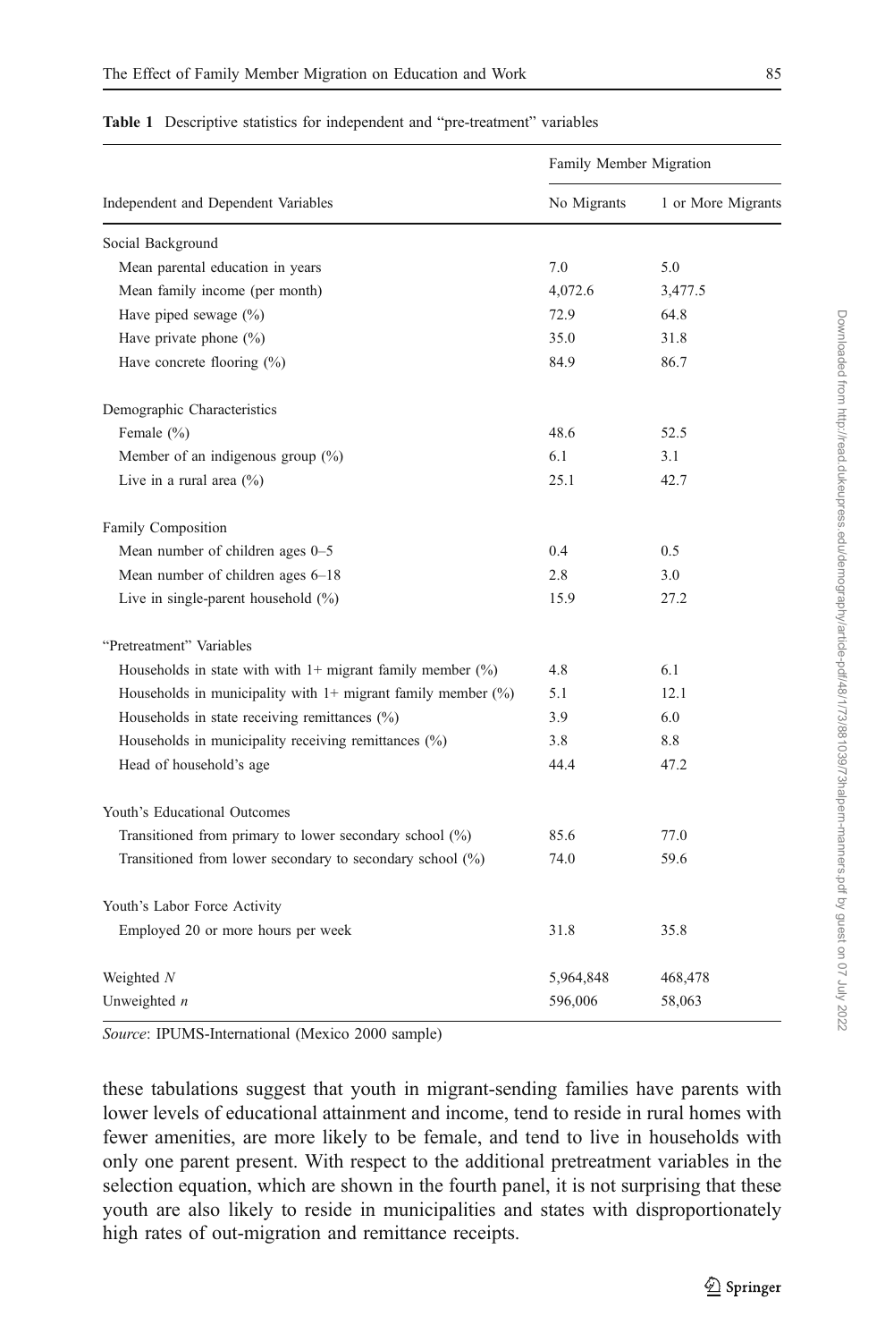**Table 1** Descriptive statistics for independent and "pre-treatment" variables

| Independent and Dependent Variables | Family Member Migration | |
|---|---|---|
| | No Migrants | 1 or More Migrants |
| Social Background | | |
| Mean parental education in years | 7.0 | 5.0 |
| Mean family income (per month) | 4,072.6 | 3,477.5 |
| Have piped sewage (%) | 72.9 | 64.8 |
| Have private phone (%) | 35.0 | 31.8 |
| Have concrete flooring (%) | 84.9 | 86.7 |
| Demographic Characteristics | | |
| Female (%) | 48.6 | 52.5 |
| Member of an indigenous group (%) | 6.1 | 3.1 |
| Live in a rural area (%) | 25.1 | 42.7 |
| Family Composition | | |
| Mean number of children ages 0–5 | 0.4 | 0.5 |
| Mean number of children ages 6–18 | 2.8 | 3.0 |
| Live in single-parent household (%) | 15.9 | 27.2 |
| "Pretreatment" Variables | | |
| Households in state with with 1+ migrant family member (%) | 4.8 | 6.1 |
| Households in municipality with 1+ migrant family member (%) | 5.1 | 12.1 |
| Households in state receiving remittances (%) | 3.9 | 6.0 |
| Households in municipality receiving remittances (%) | 3.8 | 8.8 |
| Head of household's age | 44.4 | 47.2 |
| Youth's Educational Outcomes | | |
| Transitioned from primary to lower secondary school (%) | 85.6 | 77.0 |
| Transitioned from lower secondary to secondary school (%) | 74.0 | 59.6 |
| Youth's Labor Force Activity | | |
| Employed 20 or more hours per week | 31.8 | 35.8 |
| Weighted *N* | 5,964,848 | 468,478 |
| Unweighted *n* | 596,006 | 58,063 |

*Source*: IPUMS-International (Mexico 2000 sample)

these tabulations suggest that youth in migrant-sending families have parents with lower levels of educational attainment and income, tend to reside in rural homes with fewer amenities, are more likely to be female, and tend to live in households with only one parent present. With respect to the additional pretreatment variables in the selection equation, which are shown in the fourth panel, it is not surprising that these youth are also likely to reside in municipalities and states with disproportionately high rates of out-migration and remittance receipts.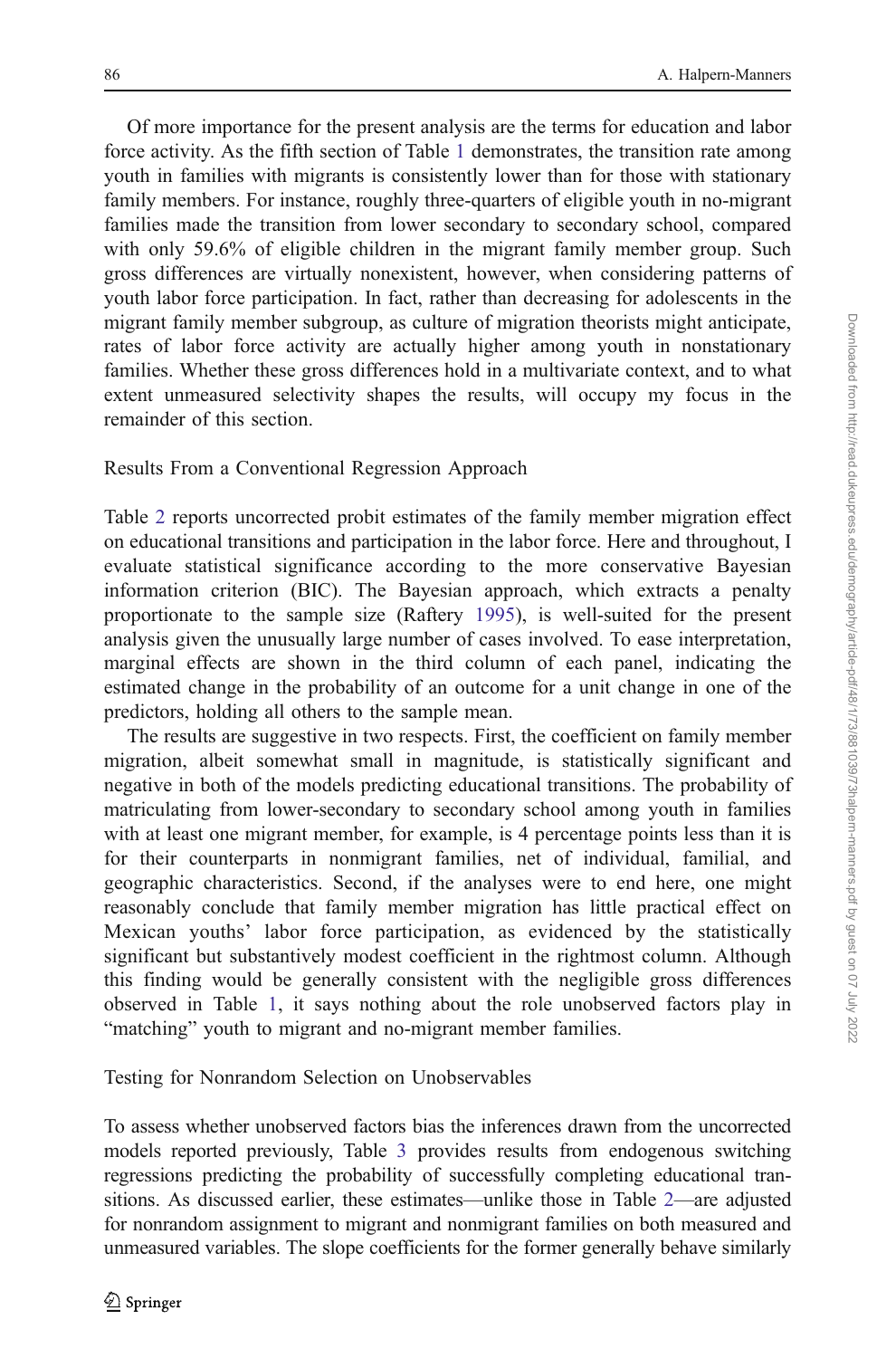Of more importance for the present analysis are the terms for education and labor force activity. As the fifth section of Table 1 demonstrates, the transition rate among youth in families with migrants is consistently lower than for those with stationary family members. For instance, roughly three-quarters of eligible youth in no-migrant families made the transition from lower secondary to secondary school, compared with only 59.6% of eligible children in the migrant family member group. Such gross differences are virtually nonexistent, however, when considering patterns of youth labor force participation. In fact, rather than decreasing for adolescents in the migrant family member subgroup, as culture of migration theorists might anticipate, rates of labor force activity are actually higher among youth in nonstationary families. Whether these gross differences hold in a multivariate context, and to what extent unmeasured selectivity shapes the results, will occupy my focus in the remainder of this section.

## Results From a Conventional Regression Approach

Table 2 reports uncorrected probit estimates of the family member migration effect on educational transitions and participation in the labor force. Here and throughout, I evaluate statistical significance according to the more conservative Bayesian information criterion (BIC). The Bayesian approach, which extracts a penalty proportionate to the sample size (Raftery 1995), is well-suited for the present analysis given the unusually large number of cases involved. To ease interpretation, marginal effects are shown in the third column of each panel, indicating the estimated change in the probability of an outcome for a unit change in one of the predictors, holding all others to the sample mean.

The results are suggestive in two respects. First, the coefficient on family member migration, albeit somewhat small in magnitude, is statistically significant and negative in both of the models predicting educational transitions. The probability of matriculating from lower-secondary to secondary school among youth in families with at least one migrant member, for example, is 4 percentage points less than it is for their counterparts in nonmigrant families, net of individual, familial, and geographic characteristics. Second, if the analyses were to end here, one might reasonably conclude that family member migration has little practical effect on Mexican youths' labor force participation, as evidenced by the statistically significant but substantively modest coefficient in the rightmost column. Although this finding would be generally consistent with the negligible gross differences observed in Table 1, it says nothing about the role unobserved factors play in "matching" youth to migrant and no-migrant member families.

## Testing for Nonrandom Selection on Unobservables

To assess whether unobserved factors bias the inferences drawn from the uncorrected models reported previously, Table 3 provides results from endogenous switching regressions predicting the probability of successfully completing educational transitions. As discussed earlier, these estimates—unlike those in Table 2—are adjusted for nonrandom assignment to migrant and nonmigrant families on both measured and unmeasured variables. The slope coefficients for the former generally behave similarly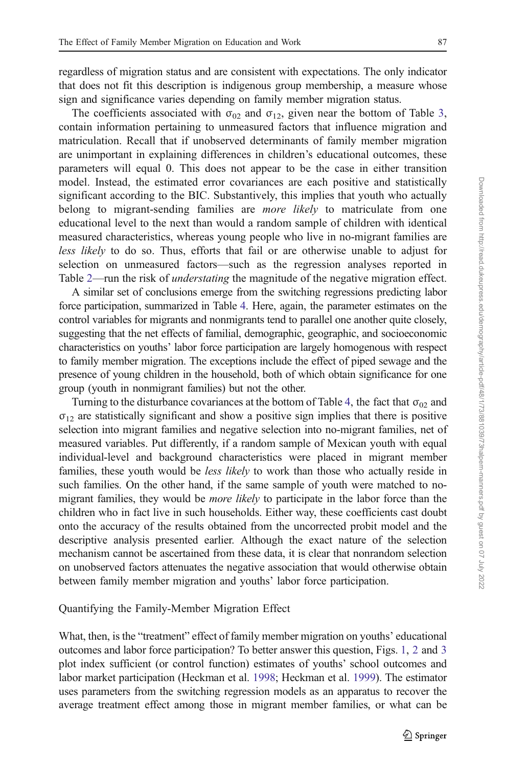regardless of migration status and are consistent with expectations. The only indicator that does not fit this description is indigenous group membership, a measure whose sign and significance varies depending on family member migration status.

The coefficients associated with $\sigma_{02}$ and $\sigma_{12}$, given near the bottom of Table 3, contain information pertaining to unmeasured factors that influence migration and matriculation. Recall that if unobserved determinants of family member migration are unimportant in explaining differences in children's educational outcomes, these parameters will equal 0. This does not appear to be the case in either transition model. Instead, the estimated error covariances are each positive and statistically significant according to the BIC. Substantively, this implies that youth who actually belong to migrant-sending families are *more likely* to matriculate from one educational level to the next than would a random sample of children with identical measured characteristics, whereas young people who live in no-migrant families are *less likely* to do so. Thus, efforts that fail or are otherwise unable to adjust for selection on unmeasured factors—such as the regression analyses reported in Table 2—run the risk of *understating* the magnitude of the negative migration effect.

A similar set of conclusions emerge from the switching regressions predicting labor force participation, summarized in Table 4. Here, again, the parameter estimates on the control variables for migrants and nonmigrants tend to parallel one another quite closely, suggesting that the net effects of familial, demographic, geographic, and socioeconomic characteristics on youths' labor force participation are largely homogenous with respect to family member migration. The exceptions include the effect of piped sewage and the presence of young children in the household, both of which obtain significance for one group (youth in nonmigrant families) but not the other.

Turning to the disturbance covariances at the bottom of Table 4, the fact that $\sigma_{02}$ and $\sigma_{12}$ are statistically significant and show a positive sign implies that there is positive selection into migrant families and negative selection into no-migrant families, net of measured variables. Put differently, if a random sample of Mexican youth with equal individual-level and background characteristics were placed in migrant member families, these youth would be *less likely* to work than those who actually reside in such families. On the other hand, if the same sample of youth were matched to no-migrant families, they would be *more likely* to participate in the labor force than the children who in fact live in such households. Either way, these coefficients cast doubt onto the accuracy of the results obtained from the uncorrected probit model and the descriptive analysis presented earlier. Although the exact nature of the selection mechanism cannot be ascertained from these data, it is clear that nonrandom selection on unobserved factors attenuates the negative association that would otherwise obtain between family member migration and youths' labor force participation.

## Quantifying the Family-Member Migration Effect

What, then, is the "treatment" effect of family member migration on youths' educational outcomes and labor force participation? To better answer this question, Figs. 1, 2 and 3 plot index sufficient (or control function) estimates of youths' school outcomes and labor market participation (Heckman et al. 1998; Heckman et al. 1999). The estimator uses parameters from the switching regression models as an apparatus to recover the average treatment effect among those in migrant member families, or what can be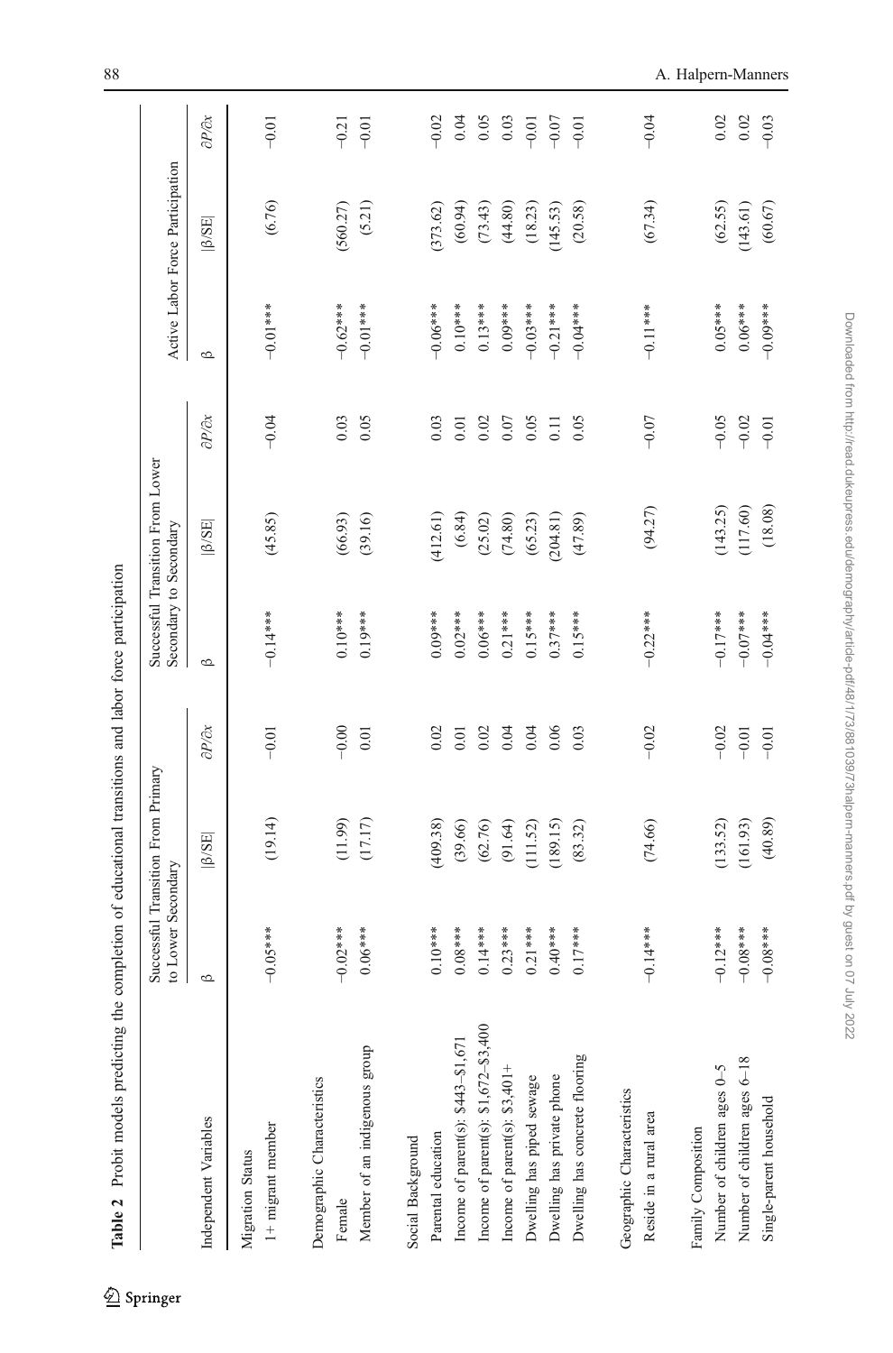**Table 2** Probit models predicting the completion of educational transitions and labor force participation

| Independent Variables | Successful Transition From Primary to Lower Secondary | | | Successful Transition From Lower Secondary to Secondary | | | Active Labor Force Participation | | |
|---|---|---|---|---|---|---|---|---|---|
| | β | \|β/SE\| | ∂P/∂x | β | \|β/SE\| | ∂P/∂x | β | \|β/SE\| | ∂P/∂x |
| Migration Status | | | | | | | | | |
| 1+ migrant member | −0.05*** | (19.14) | −0.01 | −0.14*** | (45.85) | −0.04 | −0.01*** | (6.76) | −0.01 |
| Demographic Characteristics | | | | | | | | | |
| Female | −0.02*** | (11.99) | −0.00 | 0.10*** | (66.93) | 0.03 | −0.62*** | (560.27) | −0.21 |
| Member of an indigenous group | 0.06*** | (17.17) | 0.01 | 0.19*** | (39.16) | 0.05 | −0.01*** | (5.21) | −0.01 |
| Social Background | | | | | | | | | |
| Parental education | 0.10*** | (409.38) | 0.02 | 0.09*** | (412.61) | 0.03 | −0.06*** | (373.62) | −0.02 |
| Income of parent(s): $443–$1,671 | 0.08*** | (39.66) | 0.01 | 0.02*** | (6.84) | 0.01 | 0.10*** | (60.94) | 0.04 |
| Income of parent(s): $1,672–$3,400 | 0.14*** | (62.76) | 0.02 | 0.06*** | (25.02) | 0.02 | 0.13*** | (73.43) | 0.05 |
| Income of parent(s): $3,401+ | 0.23*** | (91.64) | 0.04 | 0.21*** | (74.80) | 0.07 | 0.09*** | (44.80) | 0.03 |
| Dwelling has piped sewage | 0.21*** | (111.52) | 0.04 | 0.15*** | (65.23) | 0.05 | −0.03*** | (18.23) | −0.01 |
| Dwelling has private phone | 0.40*** | (189.15) | 0.06 | 0.37*** | (204.81) | 0.11 | −0.21*** | (145.53) | −0.07 |
| Dwelling has concrete flooring | 0.17*** | (83.32) | 0.03 | 0.15*** | (47.89) | 0.05 | −0.04*** | (20.58) | −0.01 |
| Geographic Characteristics | | | | | | | | | |
| Reside in a rural area | −0.14*** | (74.66) | −0.02 | −0.22*** | (94.27) | −0.07 | −0.11*** | (67.34) | −0.04 |
| Family Composition | | | | | | | | | |
| Number of children ages 0–5 | −0.12*** | (133.52) | −0.02 | −0.17*** | (143.25) | −0.05 | 0.05*** | (62.55) | 0.02 |
| Number of children ages 6–18 | −0.08*** | (161.93) | −0.01 | −0.07*** | (117.60) | −0.02 | 0.06*** | (143.61) | 0.02 |
| Single-parent household | −0.08*** | (40.89) | −0.01 | −0.04*** | (18.08) | −0.01 | −0.09*** | (60.67) | −0.03 |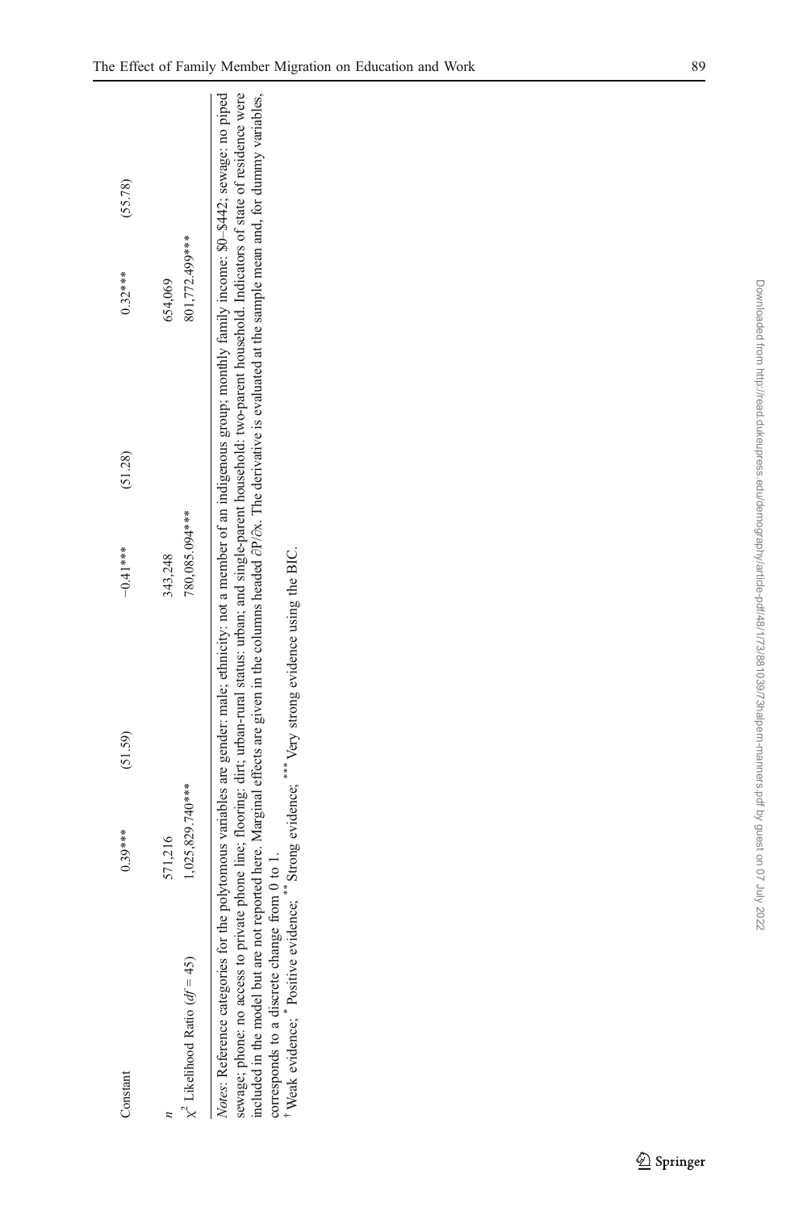| | | | | | | |
|---|---|---|---|---|---|---|
| Constant | 0.39*** | (51.59) | −0.41*** | (51.28) | 0.32*** | (55.78) |
| $n$ | 571,216 | | 343,248 | | 654,069 | |
| $\chi^2$ Likelihood Ratio ($df$ = 45) | 1,025,829.740*** | | 780,085.094*** | | 801,772.499*** | |

*Notes*: Reference categories for the polytomous variables are gender: male; ethnicity: not a member of an indigenous group; monthly family income: \$0–\$442; sewage: no piped sewage; phone: no access to private phone line; flooring: dirt; urban-rural status: urban; and single-parent household: two-parent household. Indicators of state of residence were included in the model but are not reported here. Marginal effects are given in the columns headed $\partial P/\partial x$. The derivative is evaluated at the sample mean and, for dummy variables, corresponds to a discrete change from 0 to 1.

[†] Weak evidence; [*] Positive evidence; [**] Strong evidence; [***] Very strong evidence using the BIC.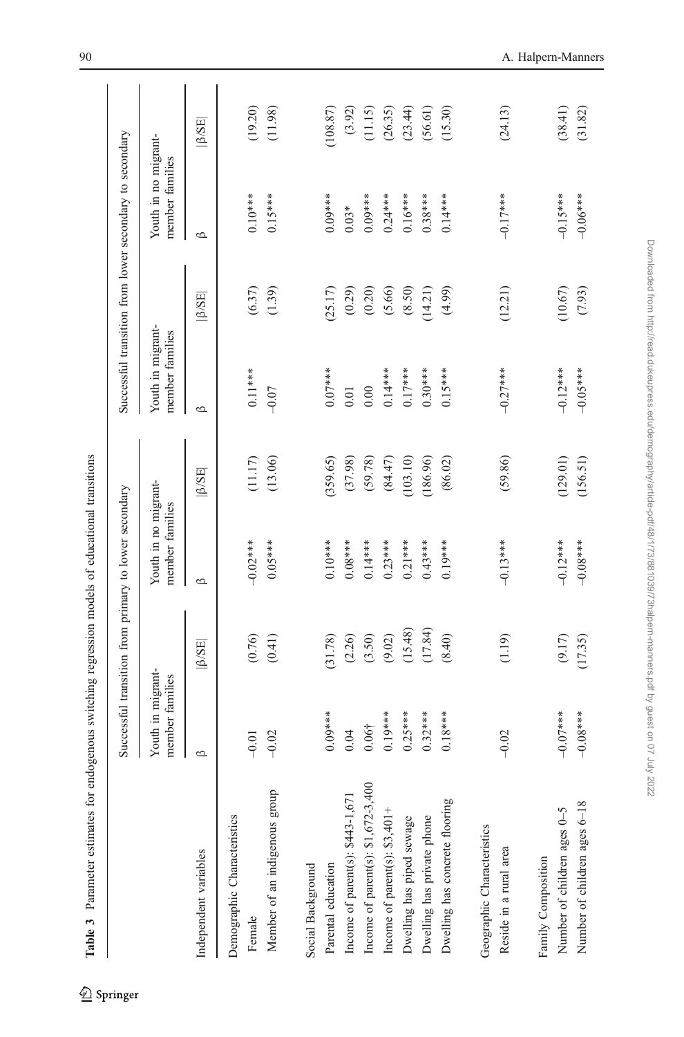Table 3 Parameter estimates for endogenous switching regression models of educational transitions

| | Successful transition from primary to lower secondary | | | | Successful transition from lower secondary to secondary | | | |
|---|---|---|---|---|---|---|---|---|
| | Youth in migrant-member families | | Youth in no migrant-member families | | Youth in migrant-member families | | Youth in no migrant-member families | |
| Independent variables | β | \|β/SE\| | β | \|β/SE\| | β | \|β/SE\| | β | \|β/SE\| |
| Demographic Characteristics | | | | | | | | |
| Female | −0.01 | (0.76) | −0.02*** | (11.17) | 0.11*** | (6.37) | 0.10*** | (19.20) |
| Member of an indigenous group | −0.02 | (0.41) | 0.05*** | (13.06) | −0.07 | (1.39) | 0.15*** | (11.98) |
| Social Background | | | | | | | | |
| Parental education | 0.09*** | (31.78) | 0.10*** | (359.65) | 0.07*** | (25.17) | 0.09*** | (108.87) |
| Income of parent(s): $443-1,671 | 0.04 | (2.26) | 0.08*** | (37.98) | 0.01 | (0.29) | 0.03* | (3.92) |
| Income of parent(s): $1,672-3,400 | 0.06† | (3.50) | 0.14*** | (59.78) | 0.00 | (0.20) | 0.09*** | (11.15) |
| Income of parent(s): $3,401+ | 0.19*** | (9.02) | 0.23*** | (84.47) | 0.14*** | (5.66) | 0.24*** | (26.35) |
| Dwelling has piped sewage | 0.25*** | (15.48) | 0.21*** | (103.10) | 0.17*** | (8.50) | 0.16*** | (23.44) |
| Dwelling has private phone | 0.32*** | (17.84) | 0.43*** | (186.96) | 0.30*** | (14.21) | 0.38*** | (56.61) |
| Dwelling has concrete flooring | 0.18*** | (8.40) | 0.19*** | (86.02) | 0.15*** | (4.99) | 0.14*** | (15.30) |
| Geographic Characteristics | | | | | | | | |
| Reside in a rural area | −0.02 | (1.19) | −0.13*** | (59.86) | −0.27*** | (12.21) | −0.17*** | (24.13) |
| Family Composition | | | | | | | | |
| Number of children ages 0–5 | −0.07*** | (9.17) | −0.12*** | (129.01) | −0.12*** | (10.67) | −0.15*** | (38.41) |
| Number of children ages 6–18 | −0.08*** | (17.35) | −0.08*** | (156.51) | −0.05*** | (7.93) | −0.06*** | (31.82) |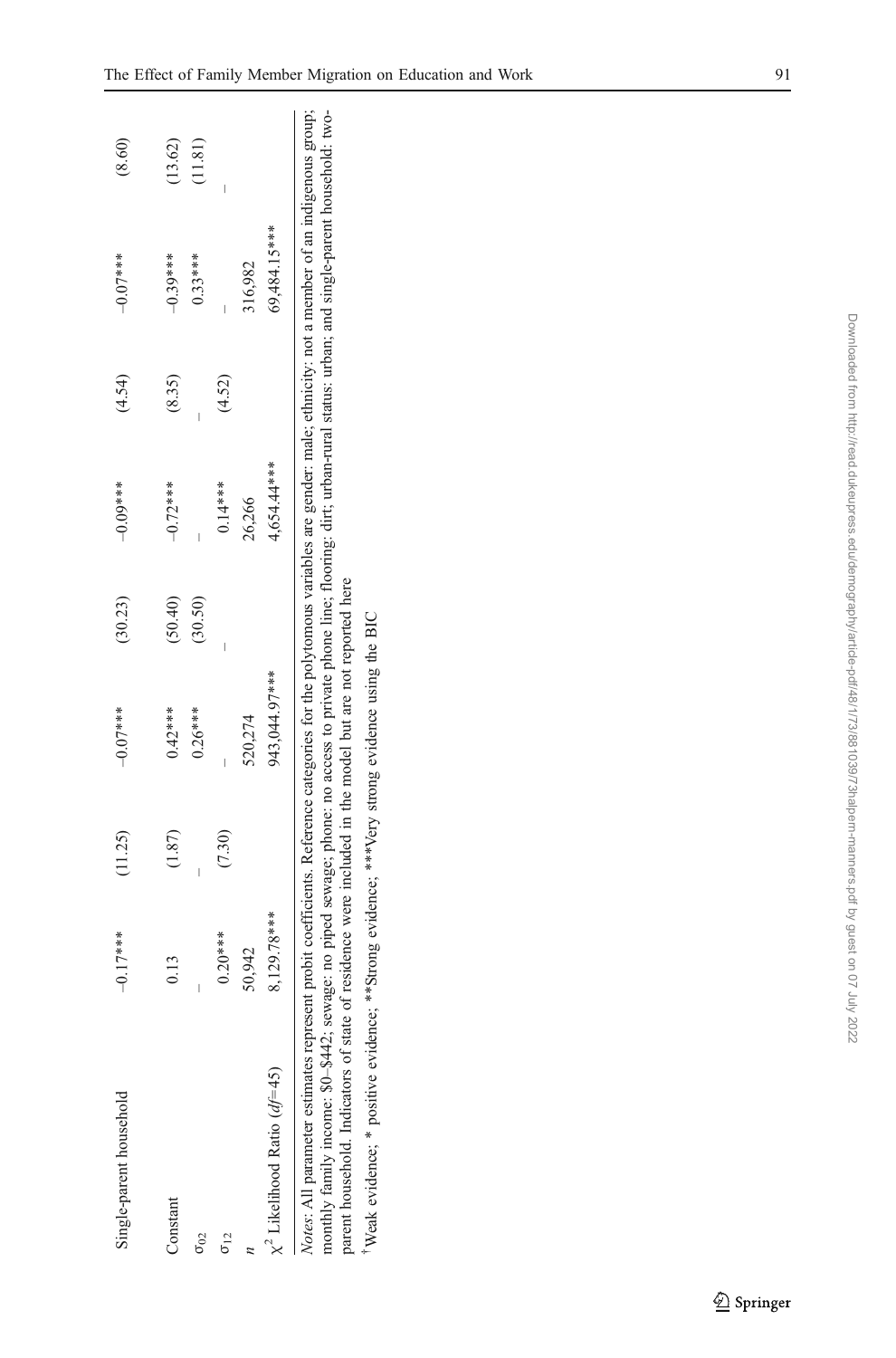| | | | | | | | | |
|---|---|---|---|---|---|---|---|---|
| Single-parent household | −0.17*** | (11.25) | −0.07*** | (30.23) | −0.09*** | (4.54) | −0.07*** | (8.60) |
| Constant | 0.13 | (1.87) | 0.42*** | (50.40) | −0.72*** | (8.35) | −0.39*** | (13.62) |
| $\sigma_{02}$ | – | | 0.26*** | (30.50) | – | | 0.33*** | (11.81) |
| $\sigma_{12}$ | 0.20*** | (7.30) | – | | 0.14*** | (4.52) | – | |
| $n$ | 50,942 | | 520,274 | | 26,266 | | 316,982 | |
| $\chi^2$ Likelihood Ratio ($df$=45) | 8,129.78*** | | 943,044.97*** | | 4,654.44*** | | 69,484.15*** | |

*Notes*: All parameter estimates represent probit coefficients. Reference categories for the polytomous variables are gender: male; ethnicity: not a member of an indigenous group; monthly family income: \$0–\$442; sewage: no piped sewage; phone: no access to private phone line; flooring: dirt; urban-rural status: urban; and single-parent household: two-parent household. Indicators of state of residence were included in the model but are not reported here

[†]Weak evidence; * positive evidence; **Strong evidence; ***Very strong evidence using the BIC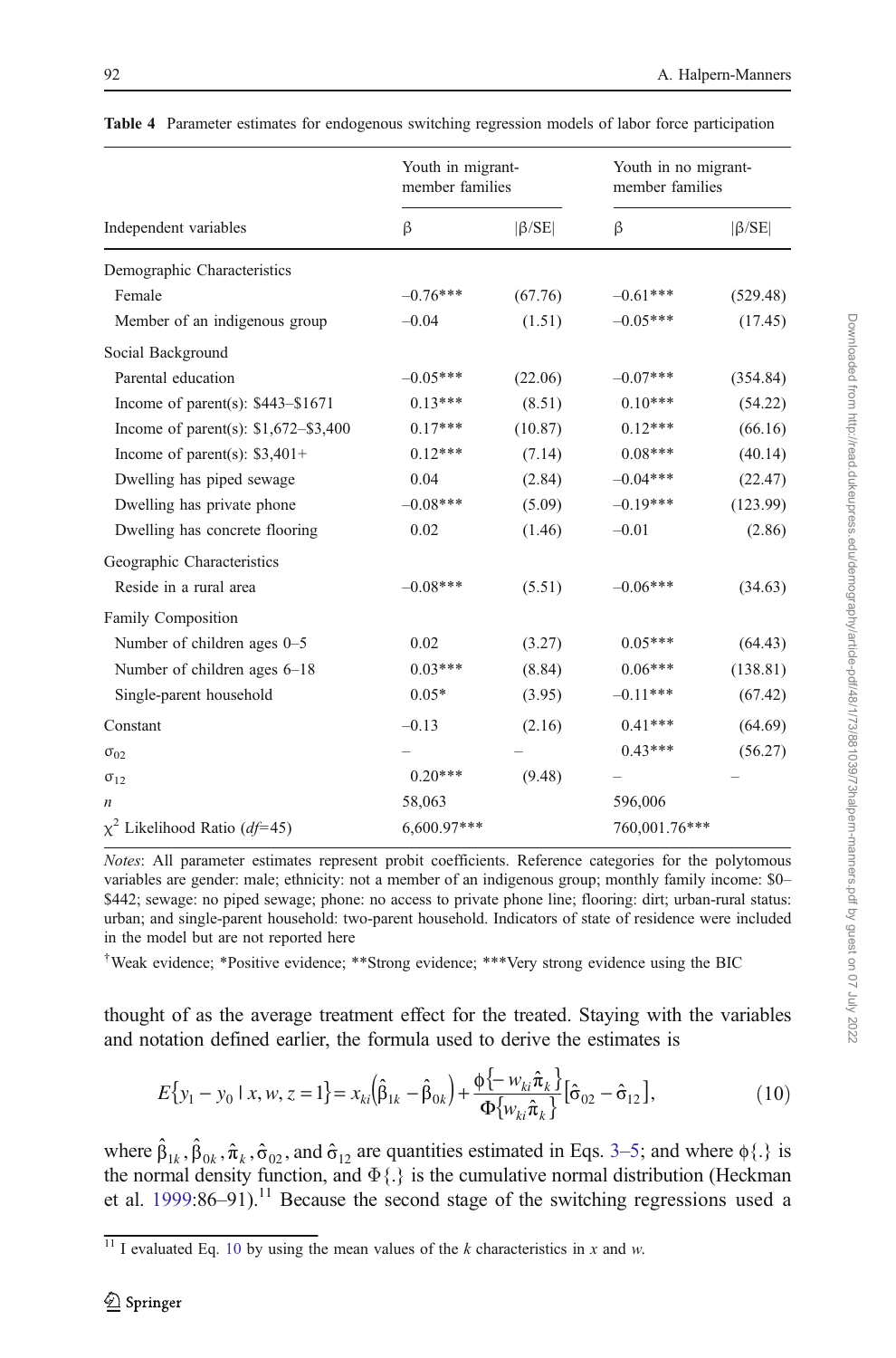**Table 4** Parameter estimates for endogenous switching regression models of labor force participation

| Independent variables | Youth in migrant-member families | | Youth in no migrant-member families | |
|---|---|---|---|---|
| | β | \|β/SE\| | β | \|β/SE\| |
| Demographic Characteristics | | | | |
| Female | –0.76*** | (67.76) | –0.61*** | (529.48) |
| Member of an indigenous group | –0.04 | (1.51) | –0.05*** | (17.45) |
| Social Background | | | | |
| Parental education | –0.05*** | (22.06) | –0.07*** | (354.84) |
| Income of parent(s): $443–$1671 | 0.13*** | (8.51) | 0.10*** | (54.22) |
| Income of parent(s): $1,672–$3,400 | 0.17*** | (10.87) | 0.12*** | (66.16) |
| Income of parent(s): $3,401+ | 0.12*** | (7.14) | 0.08*** | (40.14) |
| Dwelling has piped sewage | 0.04 | (2.84) | –0.04*** | (22.47) |
| Dwelling has private phone | –0.08*** | (5.09) | –0.19*** | (123.99) |
| Dwelling has concrete flooring | 0.02 | (1.46) | –0.01 | (2.86) |
| Geographic Characteristics | | | | |
| Reside in a rural area | –0.08*** | (5.51) | –0.06*** | (34.63) |
| Family Composition | | | | |
| Number of children ages 0–5 | 0.02 | (3.27) | 0.05*** | (64.43) |
| Number of children ages 6–18 | 0.03*** | (8.84) | 0.06*** | (138.81) |
| Single-parent household | 0.05* | (3.95) | –0.11*** | (67.42) |
| Constant | –0.13 | (2.16) | 0.41*** | (64.69) |
| $\sigma_{02}$ | – | – | 0.43*** | (56.27) |
| $\sigma_{12}$ | 0.20*** | (9.48) | – | – |
| $n$ | 58,063 | | 596,006 | |
| $\chi^2$ Likelihood Ratio ($df$=45) | 6,600.97*** | | 760,001.76*** | |

*Notes*: All parameter estimates represent probit coefficients. Reference categories for the polytomous variables are gender: male; ethnicity: not a member of an indigenous group; monthly family income: $0–$442; sewage: no piped sewage; phone: no access to private phone line; flooring: dirt; urban-rural status: urban; and single-parent household: two-parent household. Indicators of state of residence were included in the model but are not reported here

†Weak evidence; *Positive evidence; **Strong evidence; ***Very strong evidence using the BIC

thought of as the average treatment effect for the treated. Staying with the variables and notation defined earlier, the formula used to derive the estimates is

$$E\{y_1 - y_0 \mid x, w, z = 1\} = x_{ki}\left(\hat{\beta}_{1k} - \hat{\beta}_{0k}\right) + \frac{\phi\{-w_{ki}\hat{\pi}_k\}}{\Phi\{w_{ki}\hat{\pi}_k\}}\left[\hat{\sigma}_{02} - \hat{\sigma}_{12}\right], \tag{10}$$

where $\hat{\beta}_{1k}, \hat{\beta}_{0k}, \hat{\pi}_k, \hat{\sigma}_{02}$, and $\hat{\sigma}_{12}$ are quantities estimated in Eqs. 3–5; and where $\phi\{.\}$ is the normal density function, and $\Phi\{.\}$ is the cumulative normal distribution (Heckman et al. 1999:86–91).[11] Because the second stage of the switching regressions used a

[11] I evaluated Eq. 10 by using the mean values of the $k$ characteristics in $x$ and $w$.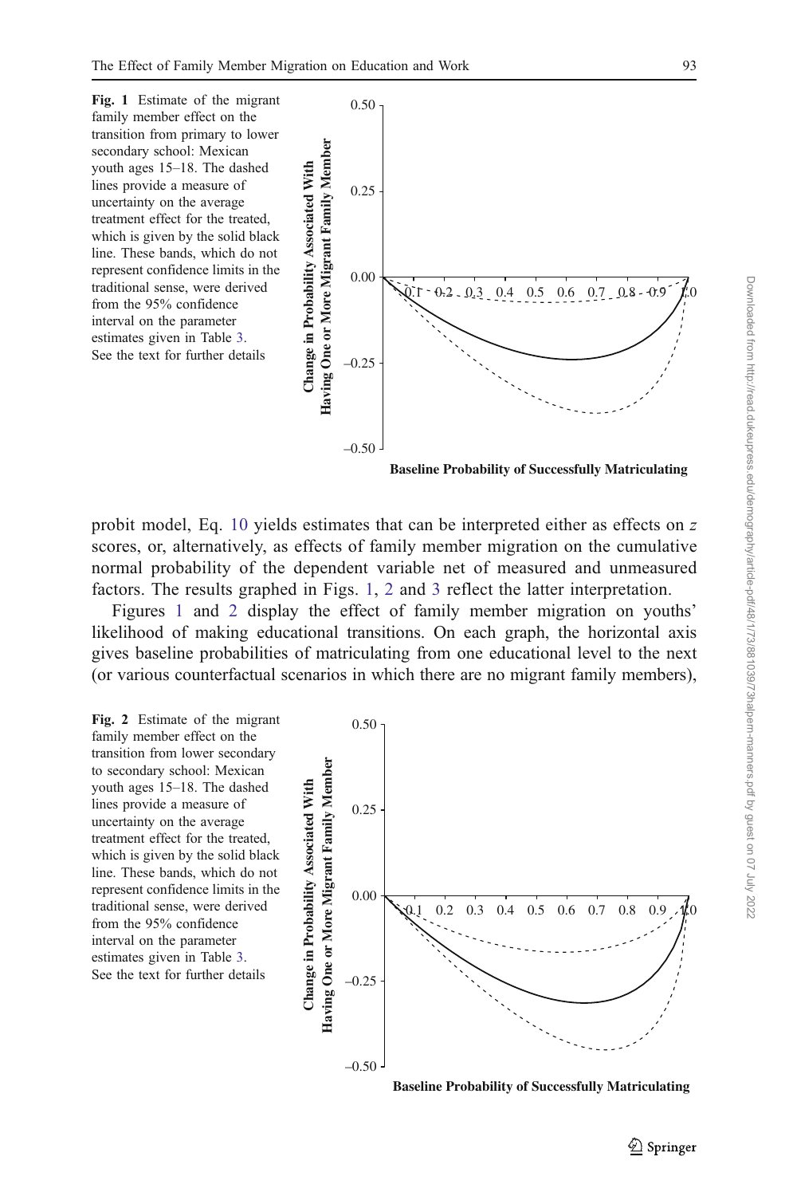**Fig. 1** Estimate of the migrant family member effect on the transition from primary to lower secondary school: Mexican youth ages 15–18. The dashed lines provide a measure of uncertainty on the average treatment effect for the treated, which is given by the solid black line. These bands, which do not represent confidence limits in the traditional sense, were derived from the 95% confidence interval on the parameter estimates given in Table 3. See the text for further details

probit model, Eq. 10 yields estimates that can be interpreted either as effects on $z$ scores, or, alternatively, as effects of family member migration on the cumulative normal probability of the dependent variable net of measured and unmeasured factors. The results graphed in Figs. 1, 2 and 3 reflect the latter interpretation.

Figures 1 and 2 display the effect of family member migration on youths' likelihood of making educational transitions. On each graph, the horizontal axis gives baseline probabilities of matriculating from one educational level to the next (or various counterfactual scenarios in which there are no migrant family members),

**Fig. 2** Estimate of the migrant family member effect on the transition from lower secondary to secondary school: Mexican youth ages 15–18. The dashed lines provide a measure of uncertainty on the average treatment effect for the treated, which is given by the solid black line. These bands, which do not represent confidence limits in the traditional sense, were derived from the 95% confidence interval on the parameter estimates given in Table 3. See the text for further details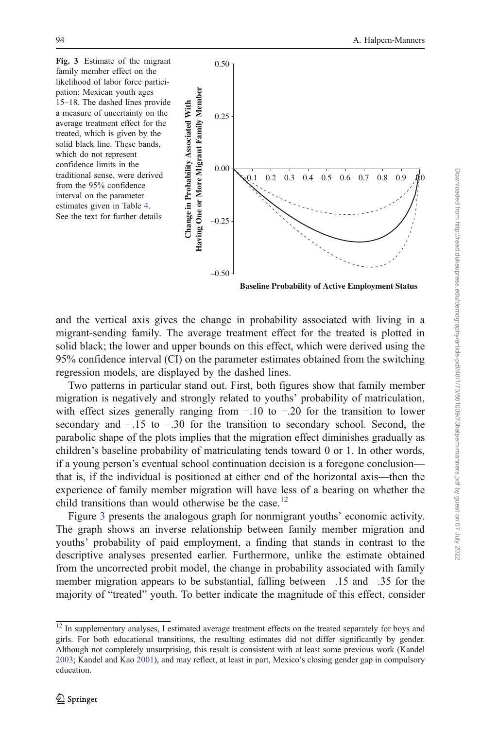**Fig. 3** Estimate of the migrant family member effect on the likelihood of labor force participation: Mexican youth ages 15–18. The dashed lines provide a measure of uncertainty on the average treatment effect for the treated, which is given by the solid black line. These bands, which do not represent confidence limits in the traditional sense, were derived from the 95% confidence interval on the parameter estimates given in Table 4. See the text for further details

and the vertical axis gives the change in probability associated with living in a migrant-sending family. The average treatment effect for the treated is plotted in solid black; the lower and upper bounds on this effect, which were derived using the 95% confidence interval (CI) on the parameter estimates obtained from the switching regression models, are displayed by the dashed lines.

Two patterns in particular stand out. First, both figures show that family member migration is negatively and strongly related to youths' probability of matriculation, with effect sizes generally ranging from −.10 to −.20 for the transition to lower secondary and −.15 to −.30 for the transition to secondary school. Second, the parabolic shape of the plots implies that the migration effect diminishes gradually as children's baseline probability of matriculating tends toward 0 or 1. In other words, if a young person's eventual school continuation decision is a foregone conclusion—that is, if the individual is positioned at either end of the horizontal axis—then the experience of family member migration will have less of a bearing on whether the child transitions than would otherwise be the case.[12]

Figure 3 presents the analogous graph for nonmigrant youths' economic activity. The graph shows an inverse relationship between family member migration and youths' probability of paid employment, a finding that stands in contrast to the descriptive analyses presented earlier. Furthermore, unlike the estimate obtained from the uncorrected probit model, the change in probability associated with family member migration appears to be substantial, falling between –.15 and –.35 for the majority of "treated" youth. To better indicate the magnitude of this effect, consider

[12] In supplementary analyses, I estimated average treatment effects on the treated separately for boys and girls. For both educational transitions, the resulting estimates did not differ significantly by gender. Although not completely unsurprising, this result is consistent with at least some previous work (Kandel 2003; Kandel and Kao 2001), and may reflect, at least in part, Mexico's closing gender gap in compulsory education.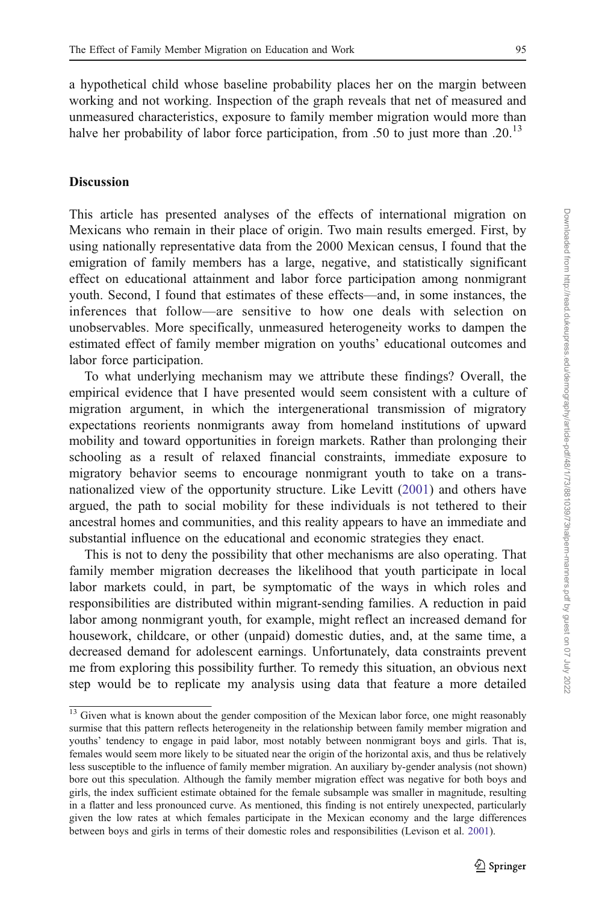a hypothetical child whose baseline probability places her on the margin between working and not working. Inspection of the graph reveals that net of measured and unmeasured characteristics, exposure to family member migration would more than halve her probability of labor force participation, from .50 to just more than .20.[13]

## Discussion

This article has presented analyses of the effects of international migration on Mexicans who remain in their place of origin. Two main results emerged. First, by using nationally representative data from the 2000 Mexican census, I found that the emigration of family members has a large, negative, and statistically significant effect on educational attainment and labor force participation among nonmigrant youth. Second, I found that estimates of these effects—and, in some instances, the inferences that follow—are sensitive to how one deals with selection on unobservables. More specifically, unmeasured heterogeneity works to dampen the estimated effect of family member migration on youths' educational outcomes and labor force participation.

To what underlying mechanism may we attribute these findings? Overall, the empirical evidence that I have presented would seem consistent with a culture of migration argument, in which the intergenerational transmission of migratory expectations reorients nonmigrants away from homeland institutions of upward mobility and toward opportunities in foreign markets. Rather than prolonging their schooling as a result of relaxed financial constraints, immediate exposure to migratory behavior seems to encourage nonmigrant youth to take on a trans-nationalized view of the opportunity structure. Like Levitt (2001) and others have argued, the path to social mobility for these individuals is not tethered to their ancestral homes and communities, and this reality appears to have an immediate and substantial influence on the educational and economic strategies they enact.

This is not to deny the possibility that other mechanisms are also operating. That family member migration decreases the likelihood that youth participate in local labor markets could, in part, be symptomatic of the ways in which roles and responsibilities are distributed within migrant-sending families. A reduction in paid labor among nonmigrant youth, for example, might reflect an increased demand for housework, childcare, or other (unpaid) domestic duties, and, at the same time, a decreased demand for adolescent earnings. Unfortunately, data constraints prevent me from exploring this possibility further. To remedy this situation, an obvious next step would be to replicate my analysis using data that feature a more detailed

[13] Given what is known about the gender composition of the Mexican labor force, one might reasonably surmise that this pattern reflects heterogeneity in the relationship between family member migration and youths' tendency to engage in paid labor, most notably between nonmigrant boys and girls. That is, females would seem more likely to be situated near the origin of the horizontal axis, and thus be relatively less susceptible to the influence of family member migration. An auxiliary by-gender analysis (not shown) bore out this speculation. Although the family member migration effect was negative for both boys and girls, the index sufficient estimate obtained for the female subsample was smaller in magnitude, resulting in a flatter and less pronounced curve. As mentioned, this finding is not entirely unexpected, particularly given the low rates at which females participate in the Mexican economy and the large differences between boys and girls in terms of their domestic roles and responsibilities (Levison et al. 2001).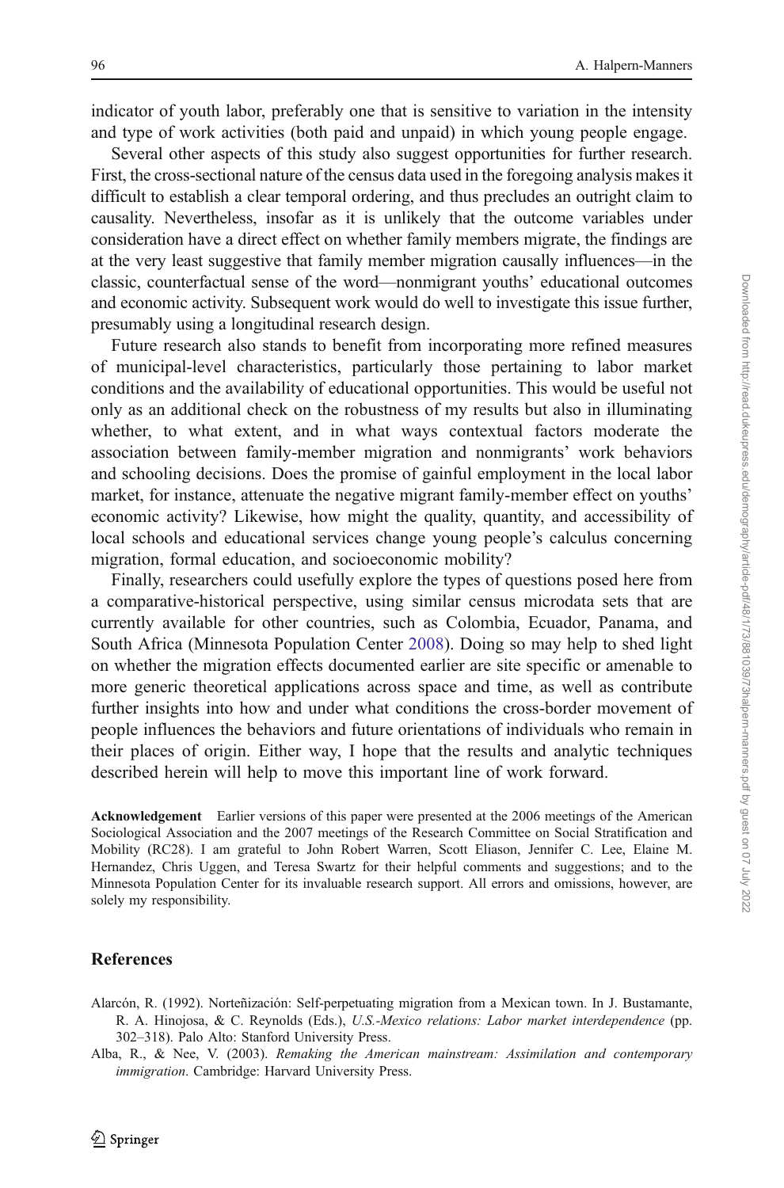indicator of youth labor, preferably one that is sensitive to variation in the intensity and type of work activities (both paid and unpaid) in which young people engage.

Several other aspects of this study also suggest opportunities for further research. First, the cross-sectional nature of the census data used in the foregoing analysis makes it difficult to establish a clear temporal ordering, and thus precludes an outright claim to causality. Nevertheless, insofar as it is unlikely that the outcome variables under consideration have a direct effect on whether family members migrate, the findings are at the very least suggestive that family member migration causally influences—in the classic, counterfactual sense of the word—nonmigrant youths' educational outcomes and economic activity. Subsequent work would do well to investigate this issue further, presumably using a longitudinal research design.

Future research also stands to benefit from incorporating more refined measures of municipal-level characteristics, particularly those pertaining to labor market conditions and the availability of educational opportunities. This would be useful not only as an additional check on the robustness of my results but also in illuminating whether, to what extent, and in what ways contextual factors moderate the association between family-member migration and nonmigrants' work behaviors and schooling decisions. Does the promise of gainful employment in the local labor market, for instance, attenuate the negative migrant family-member effect on youths' economic activity? Likewise, how might the quality, quantity, and accessibility of local schools and educational services change young people's calculus concerning migration, formal education, and socioeconomic mobility?

Finally, researchers could usefully explore the types of questions posed here from a comparative-historical perspective, using similar census microdata sets that are currently available for other countries, such as Colombia, Ecuador, Panama, and South Africa (Minnesota Population Center 2008). Doing so may help to shed light on whether the migration effects documented earlier are site specific or amenable to more generic theoretical applications across space and time, as well as contribute further insights into how and under what conditions the cross-border movement of people influences the behaviors and future orientations of individuals who remain in their places of origin. Either way, I hope that the results and analytic techniques described herein will help to move this important line of work forward.

**Acknowledgement** Earlier versions of this paper were presented at the 2006 meetings of the American Sociological Association and the 2007 meetings of the Research Committee on Social Stratification and Mobility (RC28). I am grateful to John Robert Warren, Scott Eliason, Jennifer C. Lee, Elaine M. Hernandez, Chris Uggen, and Teresa Swartz for their helpful comments and suggestions; and to the Minnesota Population Center for its invaluable research support. All errors and omissions, however, are solely my responsibility.

## References

Alarcón, R. (1992). Norteñización: Self-perpetuating migration from a Mexican town. In J. Bustamante, R. A. Hinojosa, & C. Reynolds (Eds.), *U.S.-Mexico relations: Labor market interdependence* (pp. 302–318). Palo Alto: Stanford University Press.

Alba, R., & Nee, V. (2003). *Remaking the American mainstream: Assimilation and contemporary immigration*. Cambridge: Harvard University Press.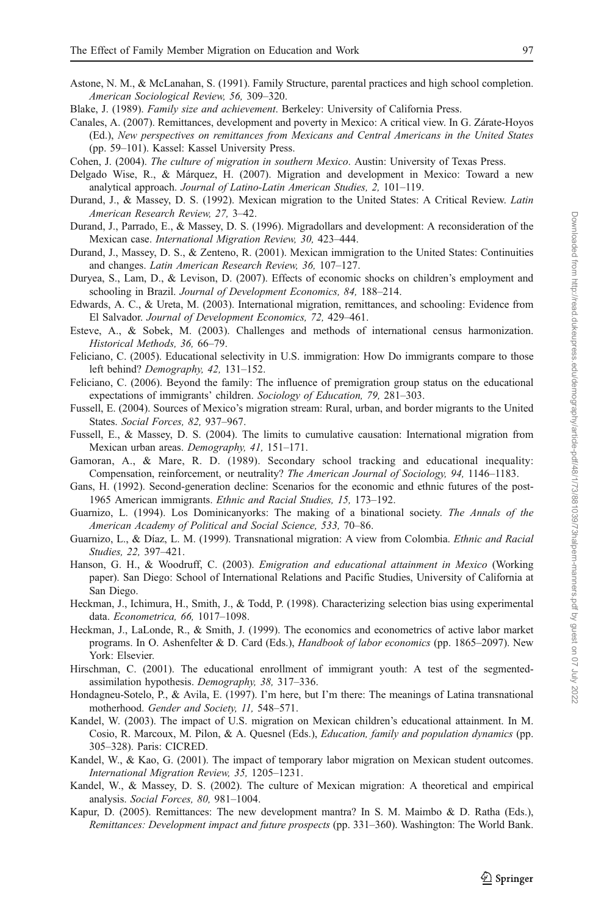Astone, N. M., & McLanahan, S. (1991). Family Structure, parental practices and high school completion. *American Sociological Review, 56,* 309–320.

Blake, J. (1989). *Family size and achievement*. Berkeley: University of California Press.

Canales, A. (2007). Remittances, development and poverty in Mexico: A critical view. In G. Zárate-Hoyos (Ed.), *New perspectives on remittances from Mexicans and Central Americans in the United States* (pp. 59–101). Kassel: Kassel University Press.

Cohen, J. (2004). *The culture of migration in southern Mexico*. Austin: University of Texas Press.

Delgado Wise, R., & Márquez, H. (2007). Migration and development in Mexico: Toward a new analytical approach. *Journal of Latino-Latin American Studies, 2,* 101–119.

Durand, J., & Massey, D. S. (1992). Mexican migration to the United States: A Critical Review. *Latin American Research Review, 27,* 3–42.

Durand, J., Parrado, E., & Massey, D. S. (1996). Migradollars and development: A reconsideration of the Mexican case. *International Migration Review, 30,* 423–444.

Durand, J., Massey, D. S., & Zenteno, R. (2001). Mexican immigration to the United States: Continuities and changes. *Latin American Research Review, 36,* 107–127.

Duryea, S., Lam, D., & Levison, D. (2007). Effects of economic shocks on children's employment and schooling in Brazil. *Journal of Development Economics, 84,* 188–214.

Edwards, A. C., & Ureta, M. (2003). International migration, remittances, and schooling: Evidence from El Salvador. *Journal of Development Economics, 72,* 429–461.

Esteve, A., & Sobek, M. (2003). Challenges and methods of international census harmonization. *Historical Methods, 36,* 66–79.

Feliciano, C. (2005). Educational selectivity in U.S. immigration: How Do immigrants compare to those left behind? *Demography, 42,* 131–152.

Feliciano, C. (2006). Beyond the family: The influence of premigration group status on the educational expectations of immigrants' children. *Sociology of Education, 79,* 281–303.

Fussell, E. (2004). Sources of Mexico's migration stream: Rural, urban, and border migrants to the United States. *Social Forces, 82,* 937–967.

Fussell, E., & Massey, D. S. (2004). The limits to cumulative causation: International migration from Mexican urban areas. *Demography, 41,* 151–171.

Gamoran, A., & Mare, R. D. (1989). Secondary school tracking and educational inequality: Compensation, reinforcement, or neutrality? *The American Journal of Sociology, 94,* 1146–1183.

Gans, H. (1992). Second-generation decline: Scenarios for the economic and ethnic futures of the post-1965 American immigrants. *Ethnic and Racial Studies, 15,* 173–192.

Guarnizo, L. (1994). Los Dominicanyorks: The making of a binational society. *The Annals of the American Academy of Political and Social Science, 533,* 70–86.

Guarnizo, L., & Díaz, L. M. (1999). Transnational migration: A view from Colombia. *Ethnic and Racial Studies, 22,* 397–421.

Hanson, G. H., & Woodruff, C. (2003). *Emigration and educational attainment in Mexico* (Working paper). San Diego: School of International Relations and Pacific Studies, University of California at San Diego.

Heckman, J., Ichimura, H., Smith, J., & Todd, P. (1998). Characterizing selection bias using experimental data. *Econometrica, 66,* 1017–1098.

Heckman, J., LaLonde, R., & Smith, J. (1999). The economics and econometrics of active labor market programs. In O. Ashenfelter & D. Card (Eds.), *Handbook of labor economics* (pp. 1865–2097). New York: Elsevier.

Hirschman, C. (2001). The educational enrollment of immigrant youth: A test of the segmented-assimilation hypothesis. *Demography, 38,* 317–336.

Hondagneu-Sotelo, P., & Avila, E. (1997). I'm here, but I'm there: The meanings of Latina transnational motherhood. *Gender and Society, 11,* 548–571.

Kandel, W. (2003). The impact of U.S. migration on Mexican children's educational attainment. In M. Cosio, R. Marcoux, M. Pilon, & A. Quesnel (Eds.), *Education, family and population dynamics* (pp. 305–328). Paris: CICRED.

Kandel, W., & Kao, G. (2001). The impact of temporary labor migration on Mexican student outcomes. *International Migration Review, 35,* 1205–1231.

Kandel, W., & Massey, D. S. (2002). The culture of Mexican migration: A theoretical and empirical analysis. *Social Forces, 80,* 981–1004.

Kapur, D. (2005). Remittances: The new development mantra? In S. M. Maimbo & D. Ratha (Eds.), *Remittances: Development impact and future prospects* (pp. 331–360). Washington: The World Bank.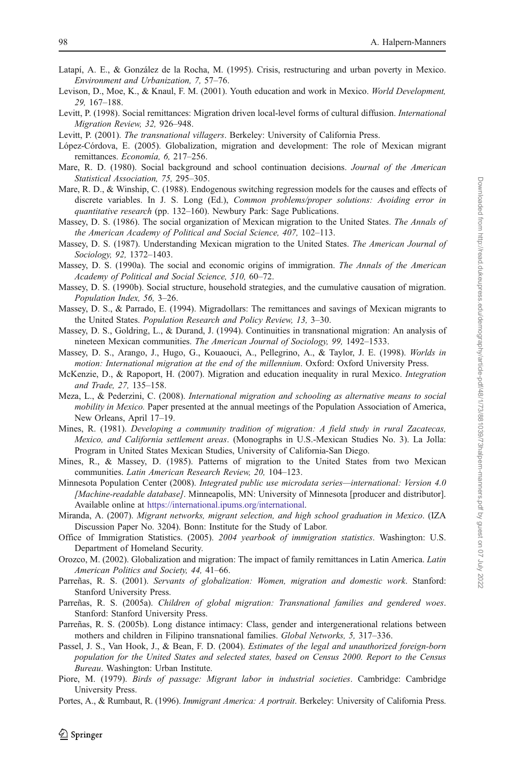Latapí, A. E., & González de la Rocha, M. (1995). Crisis, restructuring and urban poverty in Mexico. *Environment and Urbanization, 7,* 57–76.

Levison, D., Moe, K., & Knaul, F. M. (2001). Youth education and work in Mexico. *World Development, 29,* 167–188.

Levitt, P. (1998). Social remittances: Migration driven local-level forms of cultural diffusion. *International Migration Review, 32,* 926–948.

Levitt, P. (2001). *The transnational villagers*. Berkeley: University of California Press.

López-Córdova, E. (2005). Globalization, migration and development: The role of Mexican migrant remittances. *Economía, 6,* 217–256.

Mare, R. D. (1980). Social background and school continuation decisions. *Journal of the American Statistical Association, 75,* 295–305.

Mare, R. D., & Winship, C. (1988). Endogenous switching regression models for the causes and effects of discrete variables. In J. S. Long (Ed.), *Common problems/proper solutions: Avoiding error in quantitative research* (pp. 132–160). Newbury Park: Sage Publications.

Massey, D. S. (1986). The social organization of Mexican migration to the United States. *The Annals of the American Academy of Political and Social Science, 407,* 102–113.

Massey, D. S. (1987). Understanding Mexican migration to the United States. *The American Journal of Sociology, 92,* 1372–1403.

Massey, D. S. (1990a). The social and economic origins of immigration. *The Annals of the American Academy of Political and Social Science, 510,* 60–72.

Massey, D. S. (1990b). Social structure, household strategies, and the cumulative causation of migration. *Population Index, 56,* 3–26.

Massey, D. S., & Parrado, E. (1994). Migradollars: The remittances and savings of Mexican migrants to the United States. *Population Research and Policy Review, 13,* 3–30.

Massey, D. S., Goldring, L., & Durand, J. (1994). Continuities in transnational migration: An analysis of nineteen Mexican communities. *The American Journal of Sociology, 99,* 1492–1533.

Massey, D. S., Arango, J., Hugo, G., Kouaouci, A., Pellegrino, A., & Taylor, J. E. (1998). *Worlds in motion: International migration at the end of the millennium*. Oxford: Oxford University Press.

McKenzie, D., & Rapoport, H. (2007). Migration and education inequality in rural Mexico. *Integration and Trade, 27,* 135–158.

Meza, L., & Pederzini, C. (2008). *International migration and schooling as alternative means to social mobility in Mexico.* Paper presented at the annual meetings of the Population Association of America, New Orleans, April 17–19.

Mines, R. (1981). *Developing a community tradition of migration: A field study in rural Zacatecas, Mexico, and California settlement areas*. (Monographs in U.S.-Mexican Studies No. 3). La Jolla: Program in United States Mexican Studies, University of California-San Diego.

Mines, R., & Massey, D. (1985). Patterns of migration to the United States from two Mexican communities. *Latin American Research Review, 20,* 104–123.

Minnesota Population Center (2008). *Integrated public use microdata series—international: Version 4.0 [Machine-readable database]*. Minneapolis, MN: University of Minnesota [producer and distributor]. Available online at https://international.ipums.org/international.

Miranda, A. (2007). *Migrant networks, migrant selection, and high school graduation in Mexico*. (IZA Discussion Paper No. 3204). Bonn: Institute for the Study of Labor.

Office of Immigration Statistics. (2005). *2004 yearbook of immigration statistics*. Washington: U.S. Department of Homeland Security.

Orozco, M. (2002). Globalization and migration: The impact of family remittances in Latin America. *Latin American Politics and Society, 44,* 41–66.

Parreñas, R. S. (2001). *Servants of globalization: Women, migration and domestic work*. Stanford: Stanford University Press.

Parreñas, R. S. (2005a). *Children of global migration: Transnational families and gendered woes*. Stanford: Stanford University Press.

Parreñas, R. S. (2005b). Long distance intimacy: Class, gender and intergenerational relations between mothers and children in Filipino transnational families. *Global Networks, 5,* 317–336.

Passel, J. S., Van Hook, J., & Bean, F. D. (2004). *Estimates of the legal and unauthorized foreign-born population for the United States and selected states, based on Census 2000. Report to the Census Bureau*. Washington: Urban Institute.

Piore, M. (1979). *Birds of passage: Migrant labor in industrial societies*. Cambridge: Cambridge University Press.

Portes, A., & Rumbaut, R. (1996). *Immigrant America: A portrait*. Berkeley: University of California Press.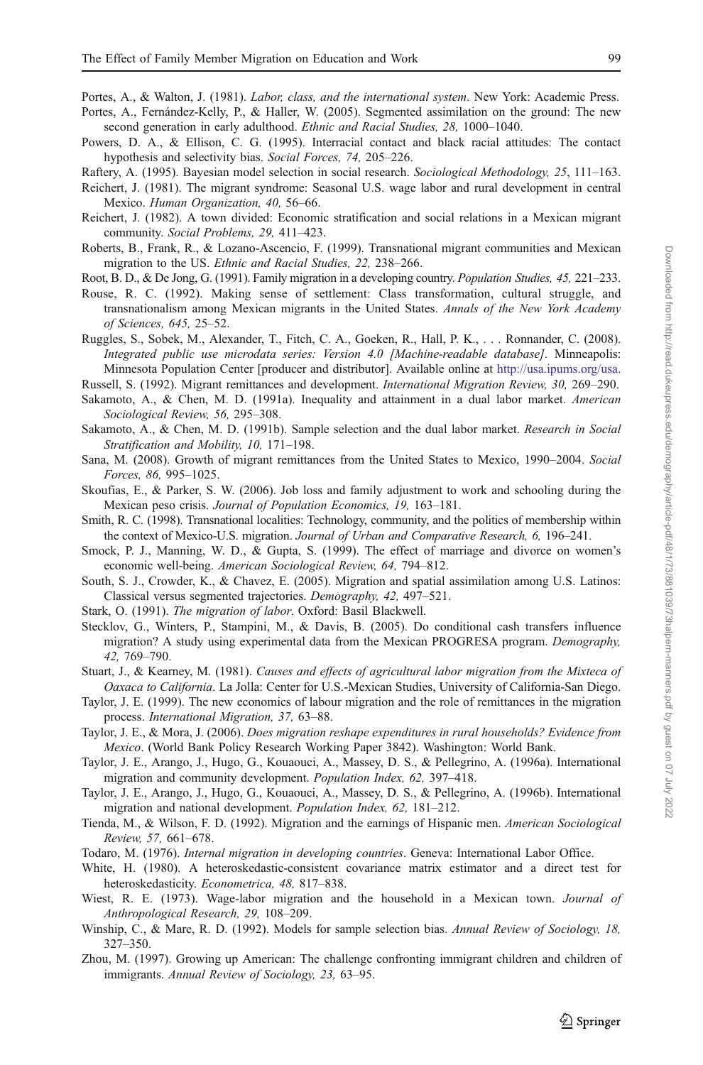Portes, A., & Walton, J. (1981). *Labor, class, and the international system*. New York: Academic Press.

Portes, A., Fernández-Kelly, P., & Haller, W. (2005). Segmented assimilation on the ground: The new second generation in early adulthood. *Ethnic and Racial Studies, 28,* 1000–1040.

Powers, D. A., & Ellison, C. G. (1995). Interracial contact and black racial attitudes: The contact hypothesis and selectivity bias. *Social Forces, 74,* 205–226.

Raftery, A. (1995). Bayesian model selection in social research. *Sociological Methodology, 25*, 111–163.

Reichert, J. (1981). The migrant syndrome: Seasonal U.S. wage labor and rural development in central Mexico. *Human Organization, 40,* 56–66.

Reichert, J. (1982). A town divided: Economic stratification and social relations in a Mexican migrant community. *Social Problems, 29,* 411–423.

Roberts, B., Frank, R., & Lozano-Ascencio, F. (1999). Transnational migrant communities and Mexican migration to the US. *Ethnic and Racial Studies, 22,* 238–266.

Root, B. D., & De Jong, G. (1991). Family migration in a developing country. *Population Studies, 45,* 221–233.

Rouse, R. C. (1992). Making sense of settlement: Class transformation, cultural struggle, and transnationalism among Mexican migrants in the United States. *Annals of the New York Academy of Sciences, 645,* 25–52.

Ruggles, S., Sobek, M., Alexander, T., Fitch, C. A., Goeken, R., Hall, P. K., . . . Ronnander, C. (2008). *Integrated public use microdata series: Version 4.0 [Machine-readable database]*. Minneapolis: Minnesota Population Center [producer and distributor]. Available online at http://usa.ipums.org/usa.

Russell, S. (1992). Migrant remittances and development. *International Migration Review, 30,* 269–290.

Sakamoto, A., & Chen, M. D. (1991a). Inequality and attainment in a dual labor market. *American Sociological Review, 56,* 295–308.

Sakamoto, A., & Chen, M. D. (1991b). Sample selection and the dual labor market. *Research in Social Stratification and Mobility, 10,* 171–198.

Sana, M. (2008). Growth of migrant remittances from the United States to Mexico, 1990–2004. *Social Forces, 86,* 995–1025.

Skoufias, E., & Parker, S. W. (2006). Job loss and family adjustment to work and schooling during the Mexican peso crisis. *Journal of Population Economics, 19,* 163–181.

Smith, R. C. (1998). Transnational localities: Technology, community, and the politics of membership within the context of Mexico-U.S. migration. *Journal of Urban and Comparative Research, 6,* 196–241.

Smock, P. J., Manning, W. D., & Gupta, S. (1999). The effect of marriage and divorce on women's economic well-being. *American Sociological Review, 64,* 794–812.

South, S. J., Crowder, K., & Chavez, E. (2005). Migration and spatial assimilation among U.S. Latinos: Classical versus segmented trajectories. *Demography, 42,* 497–521.

Stark, O. (1991). *The migration of labor*. Oxford: Basil Blackwell.

Stecklov, G., Winters, P., Stampini, M., & Davis, B. (2005). Do conditional cash transfers influence migration? A study using experimental data from the Mexican PROGRESA program. *Demography, 42,* 769–790.

Stuart, J., & Kearney, M. (1981). *Causes and effects of agricultural labor migration from the Mixteca of Oaxaca to California*. La Jolla: Center for U.S.-Mexican Studies, University of California-San Diego.

Taylor, J. E. (1999). The new economics of labour migration and the role of remittances in the migration process. *International Migration, 37,* 63–88.

Taylor, J. E., & Mora, J. (2006). *Does migration reshape expenditures in rural households? Evidence from Mexico*. (World Bank Policy Research Working Paper 3842). Washington: World Bank.

Taylor, J. E., Arango, J., Hugo, G., Kouaouci, A., Massey, D. S., & Pellegrino, A. (1996a). International migration and community development. *Population Index, 62,* 397–418.

Taylor, J. E., Arango, J., Hugo, G., Kouaouci, A., Massey, D. S., & Pellegrino, A. (1996b). International migration and national development. *Population Index, 62,* 181–212.

Tienda, M., & Wilson, F. D. (1992). Migration and the earnings of Hispanic men. *American Sociological Review, 57,* 661–678.

Todaro, M. (1976). *Internal migration in developing countries*. Geneva: International Labor Office.

White, H. (1980). A heteroskedastic-consistent covariance matrix estimator and a direct test for heteroskedasticity. *Econometrica, 48,* 817–838.

Wiest, R. E. (1973). Wage-labor migration and the household in a Mexican town. *Journal of Anthropological Research, 29,* 108–209.

Winship, C., & Mare, R. D. (1992). Models for sample selection bias. *Annual Review of Sociology, 18,* 327–350.

Zhou, M. (1997). Growing up American: The challenge confronting immigrant children and children of immigrants. *Annual Review of Sociology, 23,* 63–95.